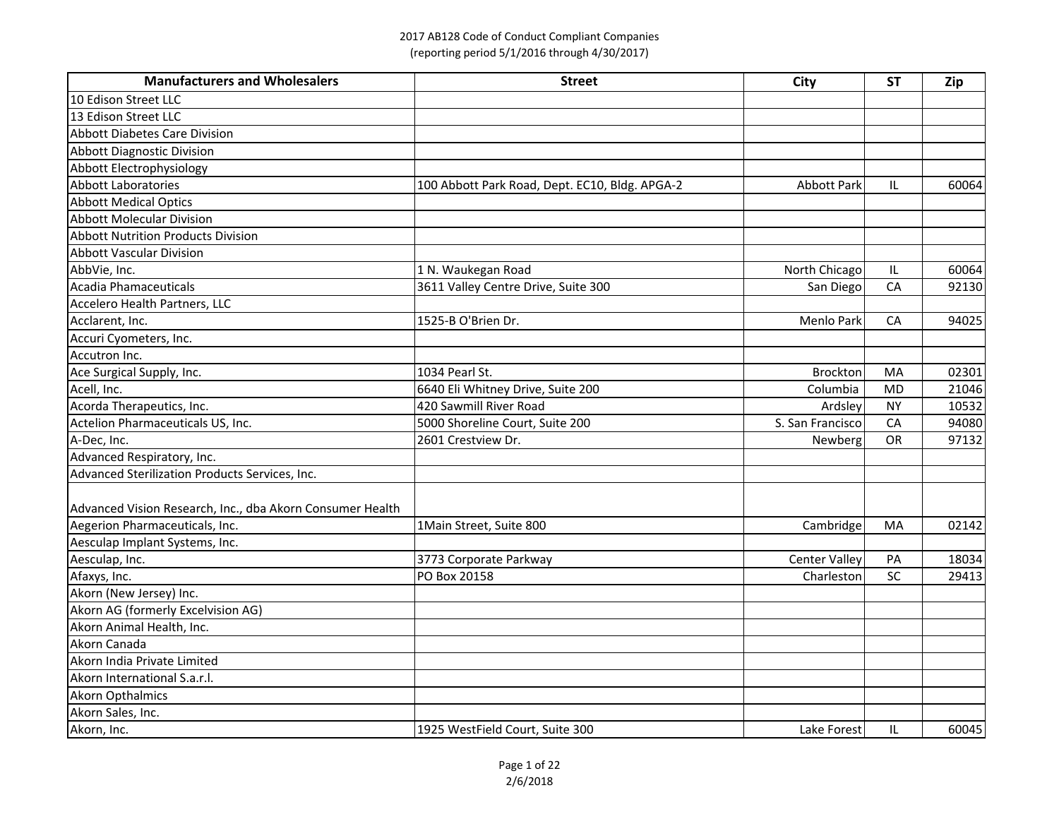2017 AB128 Code of Conduct Compliant Companies
(reporting period 5/1/2016 through 4/30/2017)

| Manufacturers and Wholesalers | Street | City | ST | Zip |
|---|---|---|---|---|
| 10 Edison Street LLC | | | | |
| 13 Edison Street LLC | | | | |
| Abbott Diabetes Care Division | | | | |
| Abbott Diagnostic Division | | | | |
| Abbott Electrophysiology | | | | |
| Abbott Laboratories | 100 Abbott Park Road, Dept. EC10, Bldg. APGA-2 | Abbott Park | IL | 60064 |
| Abbott Medical Optics | | | | |
| Abbott Molecular Division | | | | |
| Abbott Nutrition Products Division | | | | |
| Abbott Vascular Division | | | | |
| AbbVie, Inc. | 1 N. Waukegan Road | North Chicago | IL | 60064 |
| Acadia Phamaceuticals | 3611 Valley Centre Drive, Suite 300 | San Diego | CA | 92130 |
| Accelero Health Partners, LLC | | | | |
| Acclarent, Inc. | 1525-B O'Brien Dr. | Menlo Park | CA | 94025 |
| Accuri Cyometers, Inc. | | | | |
| Accutron Inc. | | | | |
| Ace Surgical Supply, Inc. | 1034 Pearl St. | Brockton | MA | 02301 |
| Acell, Inc. | 6640 Eli Whitney Drive, Suite 200 | Columbia | MD | 21046 |
| Acorda Therapeutics, Inc. | 420 Sawmill River Road | Ardsley | NY | 10532 |
| Actelion Pharmaceuticals US, Inc. | 5000 Shoreline Court, Suite 200 | S. San Francisco | CA | 94080 |
| A-Dec, Inc. | 2601 Crestview Dr. | Newberg | OR | 97132 |
| Advanced Respiratory, Inc. | | | | |
| Advanced Sterilization Products Services, Inc. | | | | |
| Advanced Vision Research, Inc., dba Akorn Consumer Health | | | | |
| Aegerion Pharmaceuticals, Inc. | 1Main Street, Suite 800 | Cambridge | MA | 02142 |
| Aesculap Implant Systems, Inc. | | | | |
| Aesculap, Inc. | 3773 Corporate Parkway | Center Valley | PA | 18034 |
| Afaxys, Inc. | PO Box 20158 | Charleston | SC | 29413 |
| Akorn (New Jersey) Inc. | | | | |
| Akorn AG (formerly Excelvision AG) | | | | |
| Akorn Animal Health, Inc. | | | | |
| Akorn Canada | | | | |
| Akorn India Private Limited | | | | |
| Akorn International S.a.r.l. | | | | |
| Akorn Opthalmics | | | | |
| Akorn Sales, Inc. | | | | |
| Akorn, Inc. | 1925 WestField Court, Suite 300 | Lake Forest | IL | 60045 |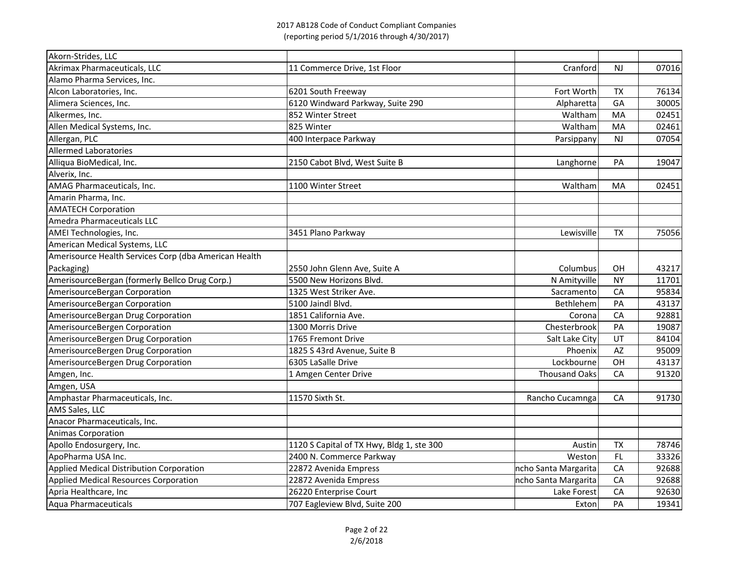2017 AB128 Code of Conduct Compliant Companies
(reporting period 5/1/2016 through 4/30/2017)

| | | | | |
|---|---|---|---|---|
| Akorn-Strides, LLC | | | | |
| Akrimax Pharmaceuticals, LLC | 11 Commerce Drive, 1st Floor | Cranford | NJ | 07016 |
| Alamo Pharma Services, Inc. | | | | |
| Alcon Laboratories, Inc. | 6201 South Freeway | Fort Worth | TX | 76134 |
| Alimera Sciences, Inc. | 6120 Windward Parkway, Suite 290 | Alpharetta | GA | 30005 |
| Alkermes, Inc. | 852 Winter Street | Waltham | MA | 02451 |
| Allen Medical Systems, Inc. | 825 Winter | Waltham | MA | 02461 |
| Allergan, PLC | 400 Interpace Parkway | Parsippany | NJ | 07054 |
| Allermed Laboratories | | | | |
| Alliqua BioMedical, Inc. | 2150 Cabot Blvd, West Suite B | Langhorne | PA | 19047 |
| Alverix, Inc. | | | | |
| AMAG Pharmaceuticals, Inc. | 1100 Winter Street | Waltham | MA | 02451 |
| Amarin Pharma, Inc. | | | | |
| AMATECH Corporation | | | | |
| Amedra Pharmaceuticals LLC | | | | |
| AMEI Technologies, Inc. | 3451 Plano Parkway | Lewisville | TX | 75056 |
| American Medical Systems, LLC | | | | |
| Amerisource Health Services Corp (dba American Health Packaging) | 2550 John Glenn Ave, Suite A | Columbus | OH | 43217 |
| AmerisourceBergan (formerly Bellco Drug Corp.) | 5500 New Horizons Blvd. | N Amityville | NY | 11701 |
| AmerisourceBergan Corporation | 1325 West Striker Ave. | Sacramento | CA | 95834 |
| AmerisourceBergan Corporation | 5100 Jaindl Blvd. | Bethlehem | PA | 43137 |
| AmerisourceBergan Drug Corporation | 1851 California Ave. | Corona | CA | 92881 |
| AmerisourceBergen Corporation | 1300 Morris Drive | Chesterbrook | PA | 19087 |
| AmerisourceBergen Drug Corporation | 1765 Fremont Drive | Salt Lake City | UT | 84104 |
| AmerisourceBergen Drug Corporation | 1825 S 43rd Avenue, Suite B | Phoenix | AZ | 95009 |
| AmerisourceBergen Drug Corporation | 6305 LaSalle Drive | Lockbourne | OH | 43137 |
| Amgen, Inc. | 1 Amgen Center Drive | Thousand Oaks | CA | 91320 |
| Amgen, USA | | | | |
| Amphastar Pharmaceuticals, Inc. | 11570 Sixth St. | Rancho Cucamnga | CA | 91730 |
| AMS Sales, LLC | | | | |
| Anacor Pharmaceuticals, Inc. | | | | |
| Animas Corporation | | | | |
| Apollo Endosurgery, Inc. | 1120 S Capital of TX Hwy, Bldg 1, ste 300 | Austin | TX | 78746 |
| ApoPharma USA Inc. | 2400 N. Commerce Parkway | Weston | FL | 33326 |
| Applied Medical Distribution Corporation | 22872 Avenida Empress | ncho Santa Margarita | CA | 92688 |
| Applied Medical Resources Corporation | 22872 Avenida Empress | ncho Santa Margarita | CA | 92688 |
| Apria Healthcare, Inc | 26220 Enterprise Court | Lake Forest | CA | 92630 |
| Aqua Pharmaceuticals | 707 Eagleview Blvd, Suite 200 | Exton | PA | 19341 |

2/6/2018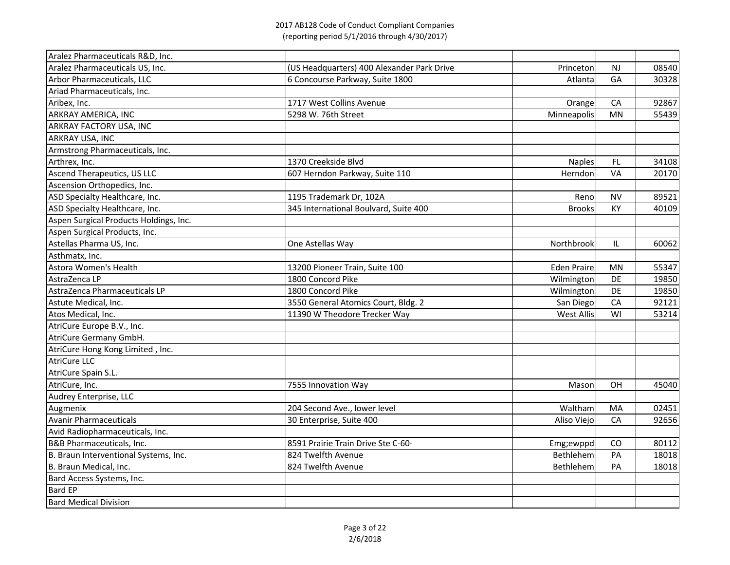2017 AB128 Code of Conduct Compliant Companies
(reporting period 5/1/2016 through 4/30/2017)

| | | | | |
|---|---|---|---|---|
| Aralez Pharmaceuticals R&D, Inc. | | | | |
| Aralez Pharmaceuticals US, Inc. | (US Headquarters) 400 Alexander Park Drive | Princeton | NJ | 08540 |
| Arbor Pharmaceuticals, LLC | 6 Concourse Parkway, Suite 1800 | Atlanta | GA | 30328 |
| Ariad Pharmaceuticals, Inc. | | | | |
| Aribex, Inc. | 1717 West Collins Avenue | Orange | CA | 92867 |
| ARKRAY AMERICA, INC | 5298 W. 76th Street | Minneapolis | MN | 55439 |
| ARKRAY FACTORY USA, INC | | | | |
| ARKRAY USA, INC | | | | |
| Armstrong Pharmaceuticals, Inc. | | | | |
| Arthrex, Inc. | 1370 Creekside Blvd | Naples | FL | 34108 |
| Ascend Therapeutics, US LLC | 607 Herndon Parkway, Suite 110 | Herndon | VA | 20170 |
| Ascension Orthopedics, Inc. | | | | |
| ASD Specialty Healthcare, Inc. | 1195 Trademark Dr, 102A | Reno | NV | 89521 |
| ASD Specialty Healthcare, Inc. | 345 International Boulvard, Suite 400 | Brooks | KY | 40109 |
| Aspen Surgical Products Holdings, Inc. | | | | |
| Aspen Surgical Products, Inc. | | | | |
| Astellas Pharma US, Inc. | One Astellas Way | Northbrook | IL | 60062 |
| Asthmatx, Inc. | | | | |
| Astora Women's Health | 13200 Pioneer Train, Suite 100 | Eden Praire | MN | 55347 |
| AstraZenca LP | 1800 Concord Pike | Wilmington | DE | 19850 |
| AstraZenca Pharmaceuticals LP | 1800 Concord Pike | Wilmington | DE | 19850 |
| Astute Medical, Inc. | 3550 General Atomics Court, Bldg. 2 | San Diego | CA | 92121 |
| Atos Medical, Inc. | 11390 W Theodore Trecker Way | West Allis | WI | 53214 |
| AtriCure Europe B.V., Inc. | | | | |
| AtriCure Germany GmbH. | | | | |
| AtriCure Hong Kong Limited , Inc. | | | | |
| AtriCure LLC | | | | |
| AtriCure Spain S.L. | | | | |
| AtriCure, Inc. | 7555 Innovation Way | Mason | OH | 45040 |
| Audrey Enterprise, LLC | | | | |
| Augmenix | 204 Second Ave., lower level | Waltham | MA | 02451 |
| Avanir Pharmaceuticals | 30 Enterprise, Suite 400 | Aliso Viejo | CA | 92656 |
| Avid Radiopharmaceuticals, Inc. | | | | |
| B&B Pharmaceuticals, Inc. | 8591 Prairie Train Drive Ste C-60- | Emg;ewppd | CO | 80112 |
| B. Braun Interventional Systems, Inc. | 824 Twelfth Avenue | Bethlehem | PA | 18018 |
| B. Braun Medical, Inc. | 824 Twelfth Avenue | Bethlehem | PA | 18018 |
| Bard Access Systems, Inc. | | | | |
| Bard EP | | | | |
| Bard Medical Division | | | | |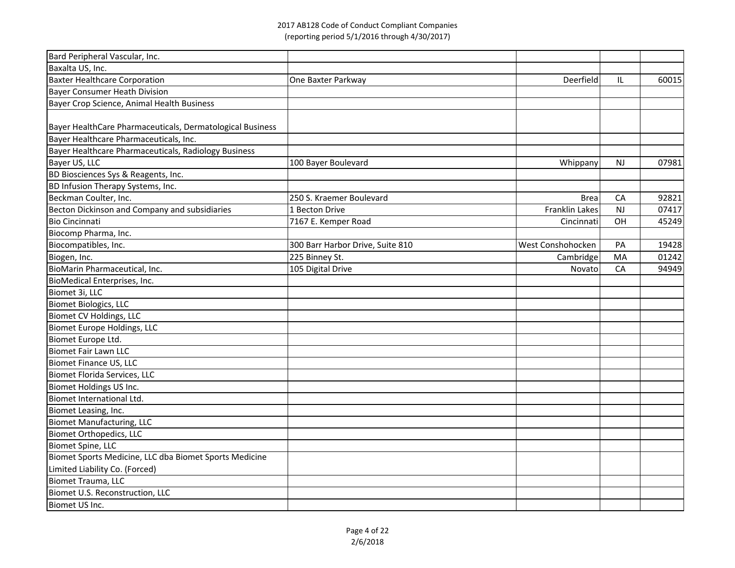2017 AB128 Code of Conduct Compliant Companies
(reporting period 5/1/2016 through 4/30/2017)

| | | | | |
|---|---|---|---|---|
| Bard Peripheral Vascular, Inc. | | | | |
| Baxalta US, Inc. | | | | |
| Baxter Healthcare Corporation | One Baxter Parkway | Deerfield | IL | 60015 |
| Bayer Consumer Heath Division | | | | |
| Bayer Crop Science, Animal Health Business | | | | |
| Bayer HealthCare Pharmaceuticals, Dermatological Business | | | | |
| Bayer Healthcare Pharmaceuticals, Inc. | | | | |
| Bayer Healthcare Pharmaceuticals, Radiology Business | | | | |
| Bayer US, LLC | 100 Bayer Boulevard | Whippany | NJ | 07981 |
| BD Biosciences Sys & Reagents, Inc. | | | | |
| BD Infusion Therapy Systems, Inc. | | | | |
| Beckman Coulter, Inc. | 250 S. Kraemer Boulevard | Brea | CA | 92821 |
| Becton Dickinson and Company and subsidiaries | 1 Becton Drive | Franklin Lakes | NJ | 07417 |
| Bio Cincinnati | 7167 E. Kemper Road | Cincinnati | OH | 45249 |
| Biocomp Pharma, Inc. | | | | |
| Biocompatibles, Inc. | 300 Barr Harbor Drive, Suite 810 | West Conshohocken | PA | 19428 |
| Biogen, Inc. | 225 Binney St. | Cambridge | MA | 01242 |
| BioMarin Pharmaceutical, Inc. | 105 Digital Drive | Novato | CA | 94949 |
| BioMedical Enterprises, Inc. | | | | |
| Biomet 3i, LLC | | | | |
| Biomet Biologics, LLC | | | | |
| Biomet CV Holdings, LLC | | | | |
| Biomet Europe Holdings, LLC | | | | |
| Biomet Europe Ltd. | | | | |
| Biomet Fair Lawn LLC | | | | |
| Biomet Finance US, LLC | | | | |
| Biomet Florida Services, LLC | | | | |
| Biomet Holdings US Inc. | | | | |
| Biomet International Ltd. | | | | |
| Biomet Leasing, Inc. | | | | |
| Biomet Manufacturing, LLC | | | | |
| Biomet Orthopedics, LLC | | | | |
| Biomet Spine, LLC | | | | |
| Biomet Sports Medicine, LLC dba Biomet Sports Medicine Limited Liability Co. (Forced) | | | | |
| Biomet Trauma, LLC | | | | |
| Biomet U.S. Reconstruction, LLC | | | | |
| Biomet US Inc. | | | | |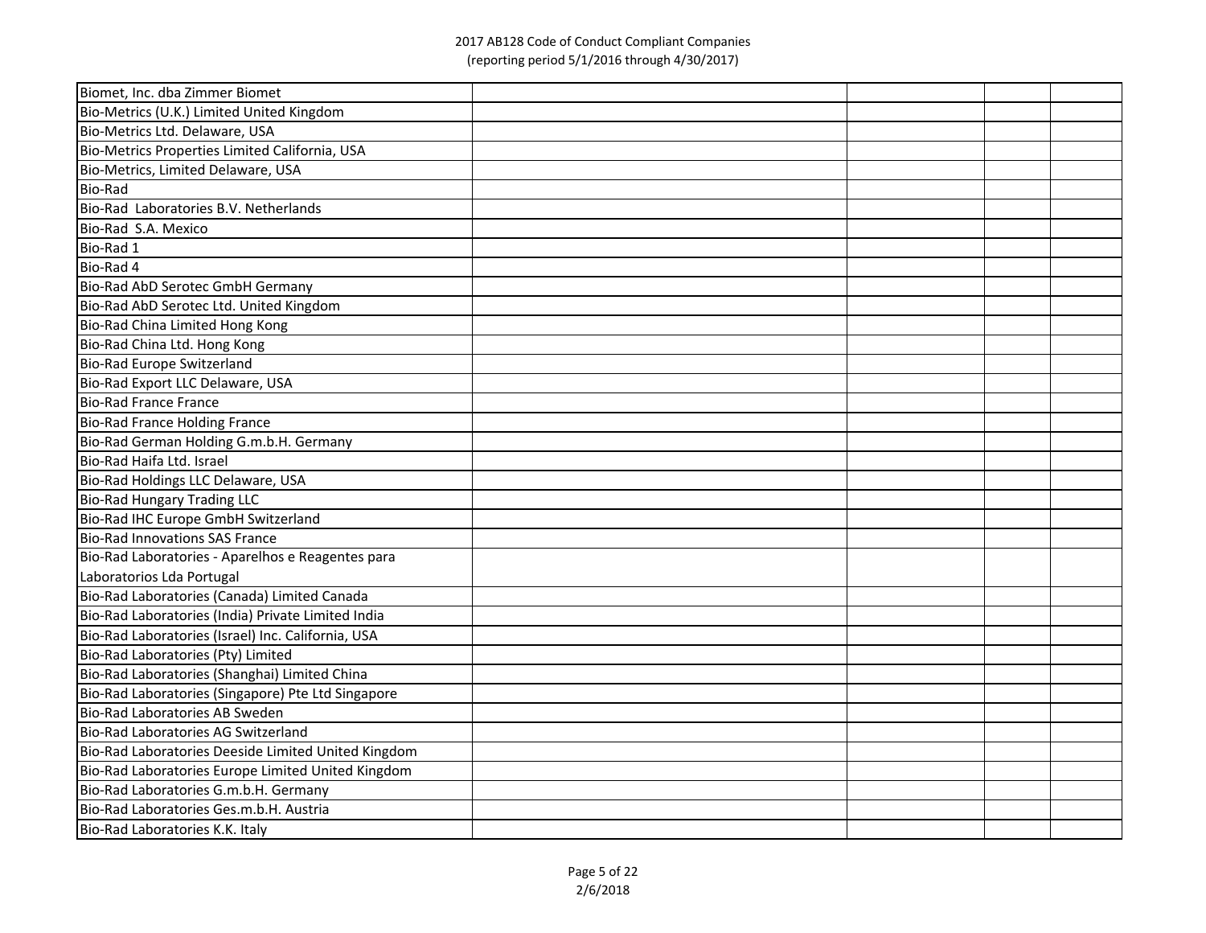| | | | | |
|---|---|---|---|---|
| Biomet, Inc. dba Zimmer Biomet | | | | |
| Bio-Metrics (U.K.) Limited United Kingdom | | | | |
| Bio-Metrics Ltd. Delaware, USA | | | | |
| Bio-Metrics Properties Limited California, USA | | | | |
| Bio-Metrics, Limited Delaware, USA | | | | |
| Bio-Rad | | | | |
| Bio-Rad  Laboratories B.V. Netherlands | | | | |
| Bio-Rad  S.A. Mexico | | | | |
| Bio-Rad 1 | | | | |
| Bio-Rad 4 | | | | |
| Bio-Rad AbD Serotec GmbH Germany | | | | |
| Bio-Rad AbD Serotec Ltd. United Kingdom | | | | |
| Bio-Rad China Limited Hong Kong | | | | |
| Bio-Rad China Ltd. Hong Kong | | | | |
| Bio-Rad Europe Switzerland | | | | |
| Bio-Rad Export LLC Delaware, USA | | | | |
| Bio-Rad France France | | | | |
| Bio-Rad France Holding France | | | | |
| Bio-Rad German Holding G.m.b.H. Germany | | | | |
| Bio-Rad Haifa Ltd. Israel | | | | |
| Bio-Rad Holdings LLC Delaware, USA | | | | |
| Bio-Rad Hungary Trading LLC | | | | |
| Bio-Rad IHC Europe GmbH Switzerland | | | | |
| Bio-Rad Innovations SAS France | | | | |
| Bio-Rad Laboratories - Aparelhos e Reagentes para Laboratorios Lda Portugal | | | | |
| Bio-Rad Laboratories (Canada) Limited Canada | | | | |
| Bio-Rad Laboratories (India) Private Limited India | | | | |
| Bio-Rad Laboratories (Israel) Inc. California, USA | | | | |
| Bio-Rad Laboratories (Pty) Limited | | | | |
| Bio-Rad Laboratories (Shanghai) Limited China | | | | |
| Bio-Rad Laboratories (Singapore) Pte Ltd Singapore | | | | |
| Bio-Rad Laboratories AB Sweden | | | | |
| Bio-Rad Laboratories AG Switzerland | | | | |
| Bio-Rad Laboratories Deeside Limited United Kingdom | | | | |
| Bio-Rad Laboratories Europe Limited United Kingdom | | | | |
| Bio-Rad Laboratories G.m.b.H. Germany | | | | |
| Bio-Rad Laboratories Ges.m.b.H. Austria | | | | |
| Bio-Rad Laboratories K.K. Italy | | | | |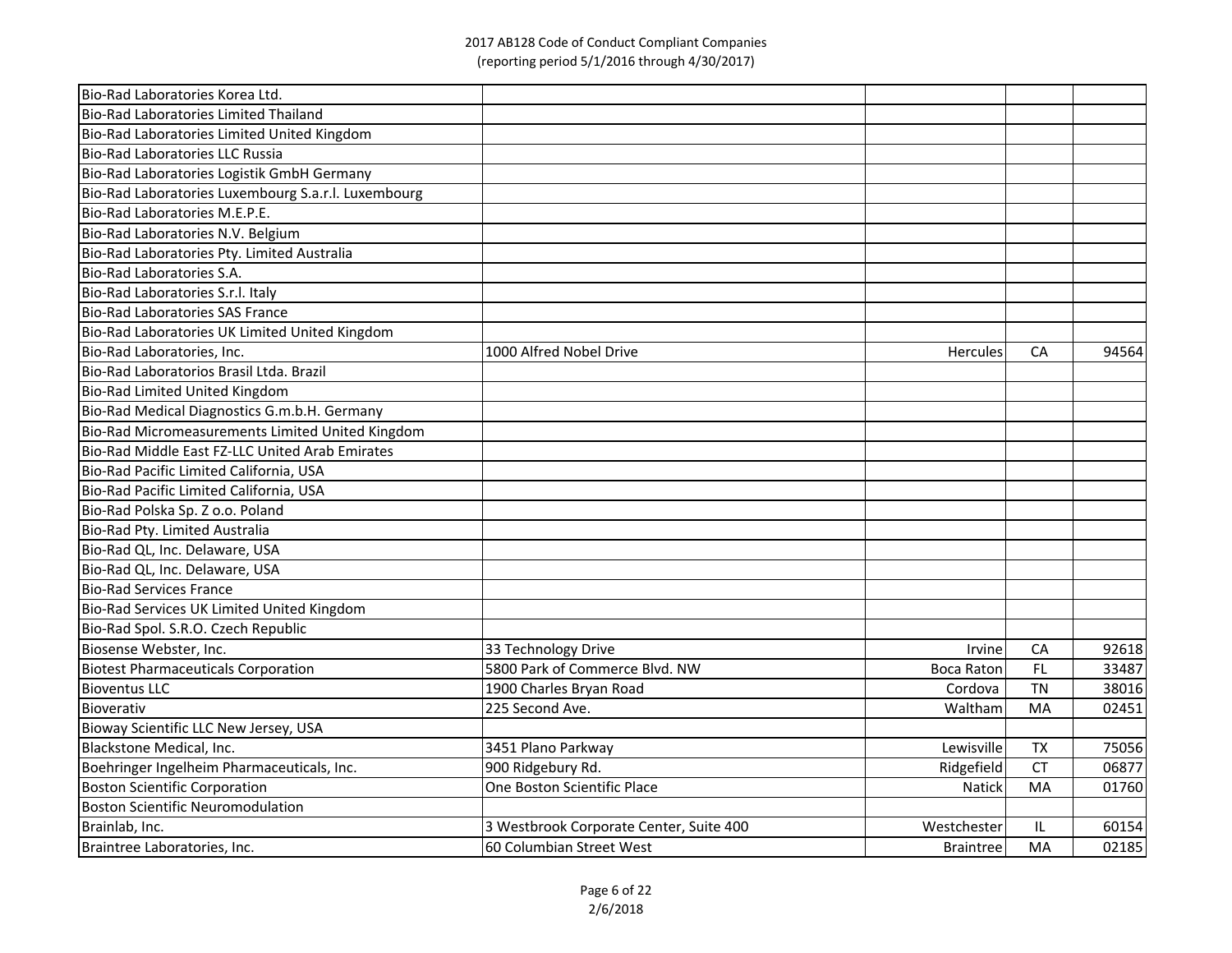2017 AB128 Code of Conduct Compliant Companies
(reporting period 5/1/2016 through 4/30/2017)

| | | | | |
|---|---|---|---|---|
| Bio-Rad Laboratories Korea Ltd. | | | | |
| Bio-Rad Laboratories Limited Thailand | | | | |
| Bio-Rad Laboratories Limited United Kingdom | | | | |
| Bio-Rad Laboratories LLC Russia | | | | |
| Bio-Rad Laboratories Logistik GmbH Germany | | | | |
| Bio-Rad Laboratories Luxembourg S.a.r.l. Luxembourg | | | | |
| Bio-Rad Laboratories M.E.P.E. | | | | |
| Bio-Rad Laboratories N.V. Belgium | | | | |
| Bio-Rad Laboratories Pty. Limited Australia | | | | |
| Bio-Rad Laboratories S.A. | | | | |
| Bio-Rad Laboratories S.r.l. Italy | | | | |
| Bio-Rad Laboratories SAS France | | | | |
| Bio-Rad Laboratories UK Limited United Kingdom | | | | |
| Bio-Rad Laboratories, Inc. | 1000 Alfred Nobel Drive | Hercules | CA | 94564 |
| Bio-Rad Laboratorios Brasil Ltda. Brazil | | | | |
| Bio-Rad Limited United Kingdom | | | | |
| Bio-Rad Medical Diagnostics G.m.b.H. Germany | | | | |
| Bio-Rad Micromeasurements Limited United Kingdom | | | | |
| Bio-Rad Middle East FZ-LLC United Arab Emirates | | | | |
| Bio-Rad Pacific Limited California, USA | | | | |
| Bio-Rad Pacific Limited California, USA | | | | |
| Bio-Rad Polska Sp. Z o.o. Poland | | | | |
| Bio-Rad Pty. Limited Australia | | | | |
| Bio-Rad QL, Inc. Delaware, USA | | | | |
| Bio-Rad QL, Inc. Delaware, USA | | | | |
| Bio-Rad Services France | | | | |
| Bio-Rad Services UK Limited United Kingdom | | | | |
| Bio-Rad Spol. S.R.O. Czech Republic | | | | |
| Biosense Webster, Inc. | 33 Technology Drive | Irvine | CA | 92618 |
| Biotest Pharmaceuticals Corporation | 5800 Park of Commerce Blvd. NW | Boca Raton | FL | 33487 |
| Bioventus LLC | 1900 Charles Bryan Road | Cordova | TN | 38016 |
| Bioverativ | 225 Second Ave. | Waltham | MA | 02451 |
| Bioway Scientific LLC New Jersey, USA | | | | |
| Blackstone Medical, Inc. | 3451 Plano Parkway | Lewisville | TX | 75056 |
| Boehringer Ingelheim Pharmaceuticals, Inc. | 900 Ridgebury Rd. | Ridgefield | CT | 06877 |
| Boston Scientific Corporation | One Boston Scientific Place | Natick | MA | 01760 |
| Boston Scientific Neuromodulation | | | | |
| Brainlab, Inc. | 3 Westbrook Corporate Center, Suite 400 | Westchester | IL | 60154 |
| Braintree Laboratories, Inc. | 60 Columbian Street West | Braintree | MA | 02185 |

2/6/2018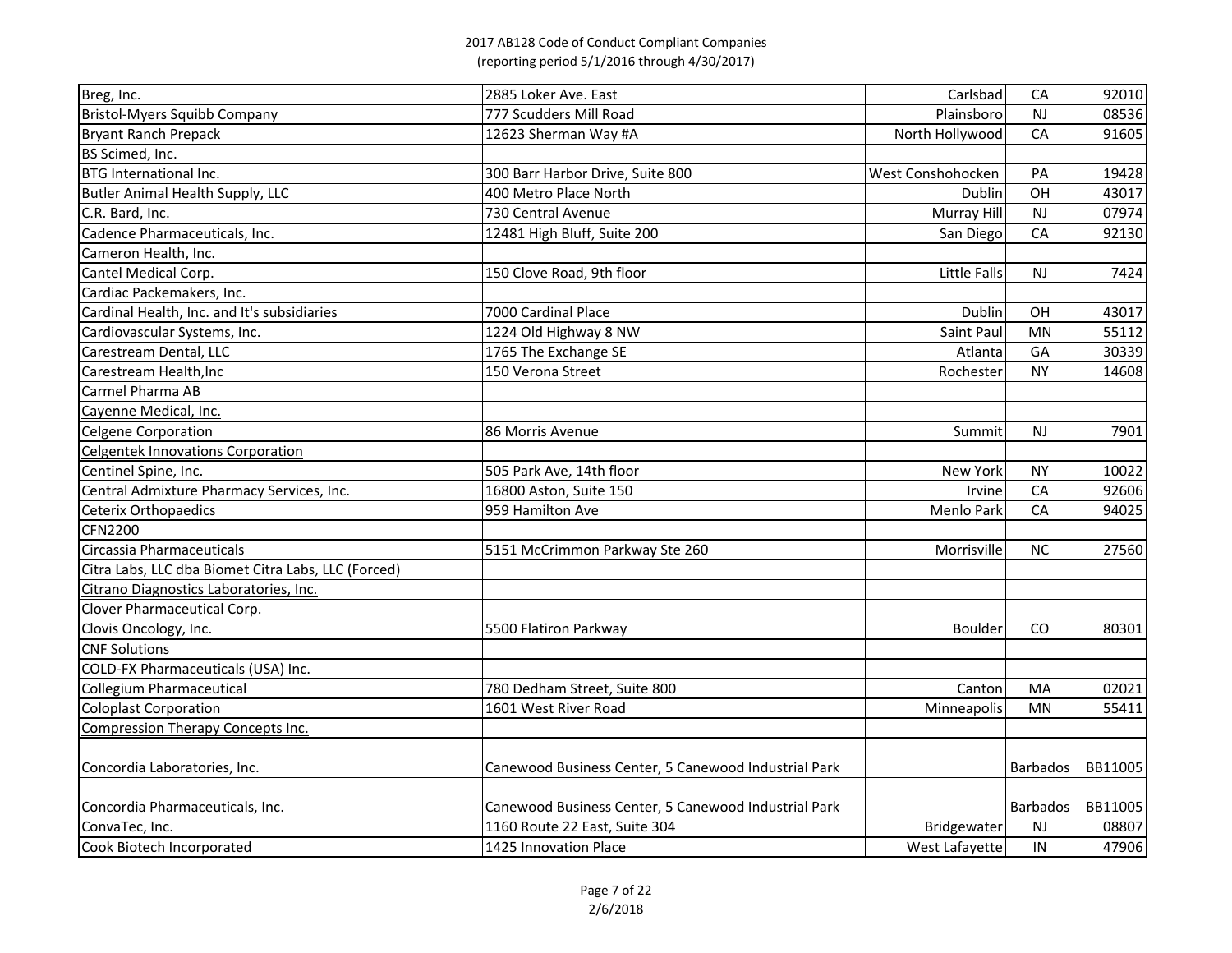2017 AB128 Code of Conduct Compliant Companies
(reporting period 5/1/2016 through 4/30/2017)

| | | | | |
|---|---|---|---|---|
| Breg, Inc. | 2885 Loker Ave. East | Carlsbad | CA | 92010 |
| Bristol-Myers Squibb Company | 777 Scudders Mill Road | Plainsboro | NJ | 08536 |
| Bryant Ranch Prepack | 12623 Sherman Way #A | North Hollywood | CA | 91605 |
| BS Scimed, Inc. | | | | |
| BTG International Inc. | 300 Barr Harbor Drive, Suite 800 | West Conshohocken | PA | 19428 |
| Butler Animal Health Supply, LLC | 400 Metro Place North | Dublin | OH | 43017 |
| C.R. Bard, Inc. | 730 Central Avenue | Murray Hill | NJ | 07974 |
| Cadence Pharmaceuticals, Inc. | 12481 High Bluff, Suite 200 | San Diego | CA | 92130 |
| Cameron Health, Inc. | | | | |
| Cantel Medical Corp. | 150 Clove Road, 9th floor | Little Falls | NJ | 7424 |
| Cardiac Packemakers, Inc. | | | | |
| Cardinal Health, Inc. and It's subsidiaries | 7000 Cardinal Place | Dublin | OH | 43017 |
| Cardiovascular Systems, Inc. | 1224 Old Highway 8 NW | Saint Paul | MN | 55112 |
| Carestream Dental, LLC | 1765 The Exchange SE | Atlanta | GA | 30339 |
| Carestream Health,Inc | 150 Verona Street | Rochester | NY | 14608 |
| Carmel Pharma AB | | | | |
| Cayenne Medical, Inc. | | | | |
| Celgene Corporation | 86 Morris Avenue | Summit | NJ | 7901 |
| Celgentek Innovations Corporation | | | | |
| Centinel Spine, Inc. | 505 Park Ave, 14th floor | New York | NY | 10022 |
| Central Admixture Pharmacy Services, Inc. | 16800 Aston, Suite 150 | Irvine | CA | 92606 |
| Ceterix Orthopaedics | 959 Hamilton Ave | Menlo Park | CA | 94025 |
| CFN2200 | | | | |
| Circassia Pharmaceuticals | 5151 McCrimmon Parkway Ste 260 | Morrisville | NC | 27560 |
| Citra Labs, LLC dba Biomet Citra Labs, LLC (Forced) | | | | |
| Citrano Diagnostics Laboratories, Inc. | | | | |
| Clover Pharmaceutical Corp. | | | | |
| Clovis Oncology, Inc. | 5500 Flatiron Parkway | Boulder | CO | 80301 |
| CNF Solutions | | | | |
| COLD-FX Pharmaceuticals (USA) Inc. | | | | |
| Collegium Pharmaceutical | 780 Dedham Street, Suite 800 | Canton | MA | 02021 |
| Coloplast Corporation | 1601 West River Road | Minneapolis | MN | 55411 |
| Compression Therapy Concepts Inc. | | | | |
| Concordia Laboratories, Inc. | Canewood Business Center, 5 Canewood Industrial Park | | Barbados | BB11005 |
| Concordia Pharmaceuticals, Inc. | Canewood Business Center, 5 Canewood Industrial Park | | Barbados | BB11005 |
| ConvaTec, Inc. | 1160 Route 22 East, Suite 304 | Bridgewater | NJ | 08807 |
| Cook Biotech Incorporated | 1425 Innovation Place | West Lafayette | IN | 47906 |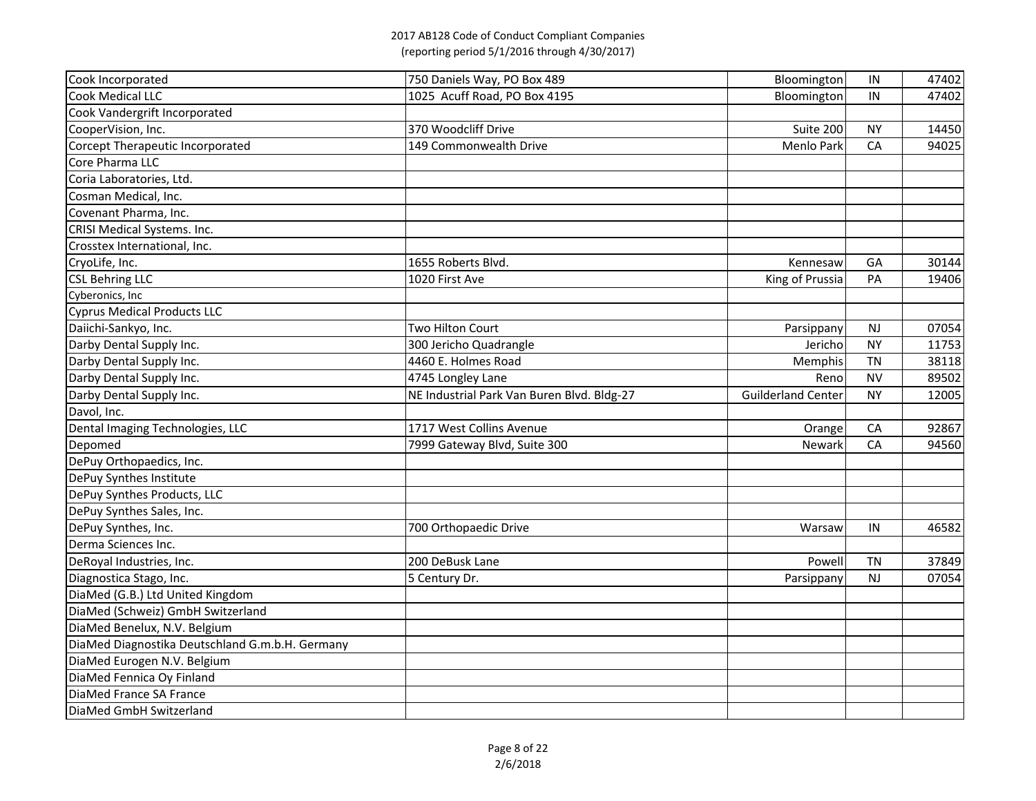# 2017 AB128 Code of Conduct Compliant Companies
(reporting period 5/1/2016 through 4/30/2017)

| | | | | |
|---|---|---|---|---|
| Cook Incorporated | 750 Daniels Way, PO Box 489 | Bloomington | IN | 47402 |
| Cook Medical LLC | 1025 Acuff Road, PO Box 4195 | Bloomington | IN | 47402 |
| Cook Vandergrift Incorporated | | | | |
| CooperVision, Inc. | 370 Woodcliff Drive | Suite 200 | NY | 14450 |
| Corcept Therapeutic Incorporated | 149 Commonwealth Drive | Menlo Park | CA | 94025 |
| Core Pharma LLC | | | | |
| Coria Laboratories, Ltd. | | | | |
| Cosman Medical, Inc. | | | | |
| Covenant Pharma, Inc. | | | | |
| CRISI Medical Systems. Inc. | | | | |
| Crosstex International, Inc. | | | | |
| CryoLife, Inc. | 1655 Roberts Blvd. | Kennesaw | GA | 30144 |
| CSL Behring LLC | 1020 First Ave | King of Prussia | PA | 19406 |
| Cyberonics, Inc | | | | |
| Cyprus Medical Products LLC | | | | |
| Daiichi-Sankyo, Inc. | Two Hilton Court | Parsippany | NJ | 07054 |
| Darby Dental Supply Inc. | 300 Jericho Quadrangle | Jericho | NY | 11753 |
| Darby Dental Supply Inc. | 4460 E. Holmes Road | Memphis | TN | 38118 |
| Darby Dental Supply Inc. | 4745 Longley Lane | Reno | NV | 89502 |
| Darby Dental Supply Inc. | NE Industrial Park Van Buren Blvd. Bldg-27 | Guilderland Center | NY | 12005 |
| Davol, Inc. | | | | |
| Dental Imaging Technologies, LLC | 1717 West Collins Avenue | Orange | CA | 92867 |
| Depomed | 7999 Gateway Blvd, Suite 300 | Newark | CA | 94560 |
| DePuy Orthopaedics, Inc. | | | | |
| DePuy Synthes Institute | | | | |
| DePuy Synthes Products, LLC | | | | |
| DePuy Synthes Sales, Inc. | | | | |
| DePuy Synthes, Inc. | 700 Orthopaedic Drive | Warsaw | IN | 46582 |
| Derma Sciences Inc. | | | | |
| DeRoyal Industries, Inc. | 200 DeBusk Lane | Powell | TN | 37849 |
| Diagnostica Stago, Inc. | 5 Century Dr. | Parsippany | NJ | 07054 |
| DiaMed (G.B.) Ltd United Kingdom | | | | |
| DiaMed (Schweiz) GmbH Switzerland | | | | |
| DiaMed Benelux, N.V. Belgium | | | | |
| DiaMed Diagnostika Deutschland G.m.b.H. Germany | | | | |
| DiaMed Eurogen N.V. Belgium | | | | |
| DiaMed Fennica Oy Finland | | | | |
| DiaMed France SA France | | | | |
| DiaMed GmbH Switzerland | | | | |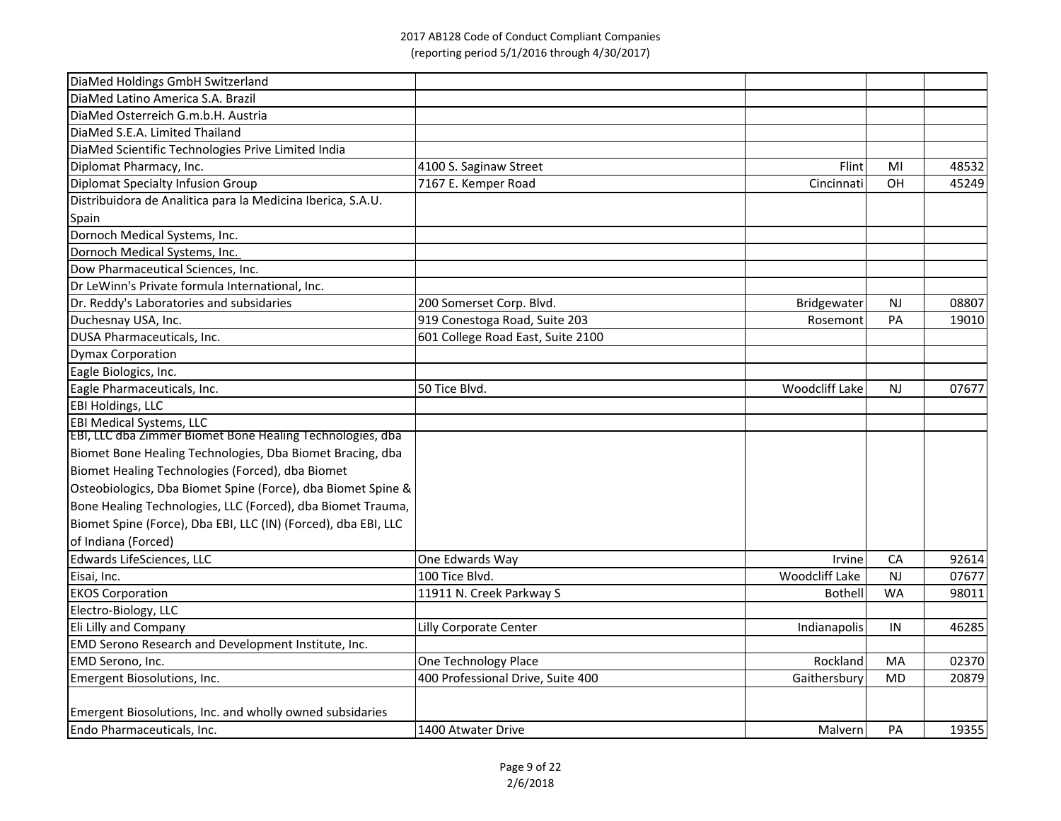| | | | | |
|---|---|---|---|---|
| DiaMed Holdings GmbH Switzerland | | | | |
| DiaMed Latino America S.A. Brazil | | | | |
| DiaMed Osterreich G.m.b.H. Austria | | | | |
| DiaMed S.E.A. Limited Thailand | | | | |
| DiaMed Scientific Technologies Prive Limited India | | | | |
| Diplomat Pharmacy, Inc. | 4100 S. Saginaw Street | Flint | MI | 48532 |
| Diplomat Specialty Infusion Group | 7167 E. Kemper Road | Cincinnati | OH | 45249 |
| Distribuidora de Analitica para la Medicina Iberica, S.A.U. Spain | | | | |
| Dornoch Medical Systems, Inc. | | | | |
| Dornoch Medical Systems, Inc. | | | | |
| Dow Pharmaceutical Sciences, Inc. | | | | |
| Dr LeWinn's Private formula International, Inc. | | | | |
| Dr. Reddy's Laboratories and subsidaries | 200 Somerset Corp. Blvd. | Bridgewater | NJ | 08807 |
| Duchesnay USA, Inc. | 919 Conestoga Road, Suite 203 | Rosemont | PA | 19010 |
| DUSA Pharmaceuticals, Inc. | 601 College Road East, Suite 2100 | | | |
| Dymax Corporation | | | | |
| Eagle Biologics, Inc. | | | | |
| Eagle Pharmaceuticals, Inc. | 50 Tice Blvd. | Woodcliff Lake | NJ | 07677 |
| EBI Holdings, LLC | | | | |
| EBI Medical Systems, LLC | | | | |
| EBI, LLC dba Zimmer Biomet Bone Healing Technologies, dba Biomet Bone Healing Technologies, Dba Biomet Bracing, dba Biomet Healing Technologies (Forced), dba Biomet Osteobiologics, Dba Biomet Spine (Force), dba Biomet Spine & Bone Healing Technologies, LLC (Forced), dba Biomet Trauma, Biomet Spine (Force), Dba EBI, LLC (IN) (Forced), dba EBI, LLC of Indiana (Forced) | | | | |
| Edwards LifeSciences, LLC | One Edwards Way | Irvine | CA | 92614 |
| Eisai, Inc. | 100 Tice Blvd. | Woodcliff Lake | NJ | 07677 |
| EKOS Corporation | 11911 N. Creek Parkway S | Bothell | WA | 98011 |
| Electro-Biology, LLC | | | | |
| Eli Lilly and Company | Lilly Corporate Center | Indianapolis | IN | 46285 |
| EMD Serono Research and Development Institute, Inc. | | | | |
| EMD Serono, Inc. | One Technology Place | Rockland | MA | 02370 |
| Emergent Biosolutions, Inc. | 400 Professional Drive, Suite 400 | Gaithersbury | MD | 20879 |
| Emergent Biosolutions, Inc. and wholly owned subsidaries | | | | |
| Endo Pharmaceuticals, Inc. | 1400 Atwater Drive | Malvern | PA | 19355 |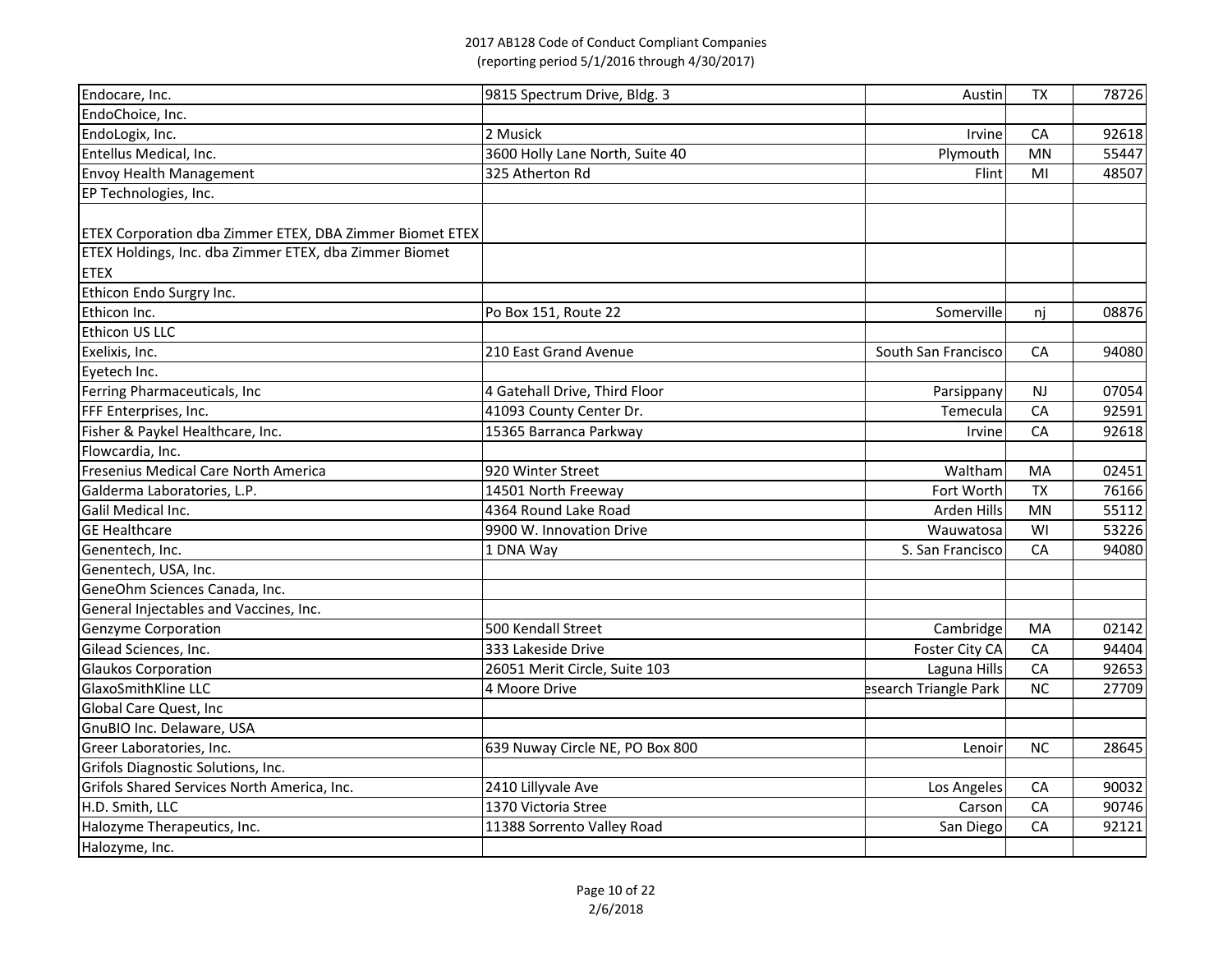2017 AB128 Code of Conduct Compliant Companies
(reporting period 5/1/2016 through 4/30/2017)

| | | | | |
|---|---|---|---|---|
| Endocare, Inc. | 9815 Spectrum Drive, Bldg. 3 | Austin | TX | 78726 |
| EndoChoice, Inc. | | | | |
| EndoLogix, Inc. | 2 Musick | Irvine | CA | 92618 |
| Entellus Medical, Inc. | 3600 Holly Lane North, Suite 40 | Plymouth | MN | 55447 |
| Envoy Health Management | 325 Atherton Rd | Flint | MI | 48507 |
| EP Technologies, Inc. | | | | |
| ETEX Corporation dba Zimmer ETEX, DBA Zimmer Biomet ETEX | | | | |
| ETEX Holdings, Inc. dba Zimmer ETEX, dba Zimmer Biomet ETEX | | | | |
| Ethicon Endo Surgry Inc. | | | | |
| Ethicon Inc. | Po Box 151, Route 22 | Somerville | nj | 08876 |
| Ethicon US LLC | | | | |
| Exelixis, Inc. | 210 East Grand Avenue | South San Francisco | CA | 94080 |
| Eyetech Inc. | | | | |
| Ferring Pharmaceuticals, Inc | 4 Gatehall Drive, Third Floor | Parsippany | NJ | 07054 |
| FFF Enterprises, Inc. | 41093 County Center Dr. | Temecula | CA | 92591 |
| Fisher & Paykel Healthcare, Inc. | 15365 Barranca Parkway | Irvine | CA | 92618 |
| Flowcardia, Inc. | | | | |
| Fresenius Medical Care North America | 920 Winter Street | Waltham | MA | 02451 |
| Galderma Laboratories, L.P. | 14501 North Freeway | Fort Worth | TX | 76166 |
| Galil Medical Inc. | 4364 Round Lake Road | Arden Hills | MN | 55112 |
| GE Healthcare | 9900 W. Innovation Drive | Wauwatosa | WI | 53226 |
| Genentech, Inc. | 1 DNA Way | S. San Francisco | CA | 94080 |
| Genentech, USA, Inc. | | | | |
| GeneOhm Sciences Canada, Inc. | | | | |
| General Injectables and Vaccines, Inc. | | | | |
| Genzyme Corporation | 500 Kendall Street | Cambridge | MA | 02142 |
| Gilead Sciences, Inc. | 333 Lakeside Drive | Foster City CA | CA | 94404 |
| Glaukos Corporation | 26051 Merit Circle, Suite 103 | Laguna Hills | CA | 92653 |
| GlaxoSmithKline LLC | 4 Moore Drive | esearch Triangle Park | NC | 27709 |
| Global Care Quest, Inc | | | | |
| GnuBIO Inc. Delaware, USA | | | | |
| Greer Laboratories, Inc. | 639 Nuway Circle NE, PO Box 800 | Lenoir | NC | 28645 |
| Grifols Diagnostic Solutions, Inc. | | | | |
| Grifols Shared Services North America, Inc. | 2410 Lillyvale Ave | Los Angeles | CA | 90032 |
| H.D. Smith, LLC | 1370 Victoria Stree | Carson | CA | 90746 |
| Halozyme Therapeutics, Inc. | 11388 Sorrento Valley Road | San Diego | CA | 92121 |
| Halozyme, Inc. | | | | |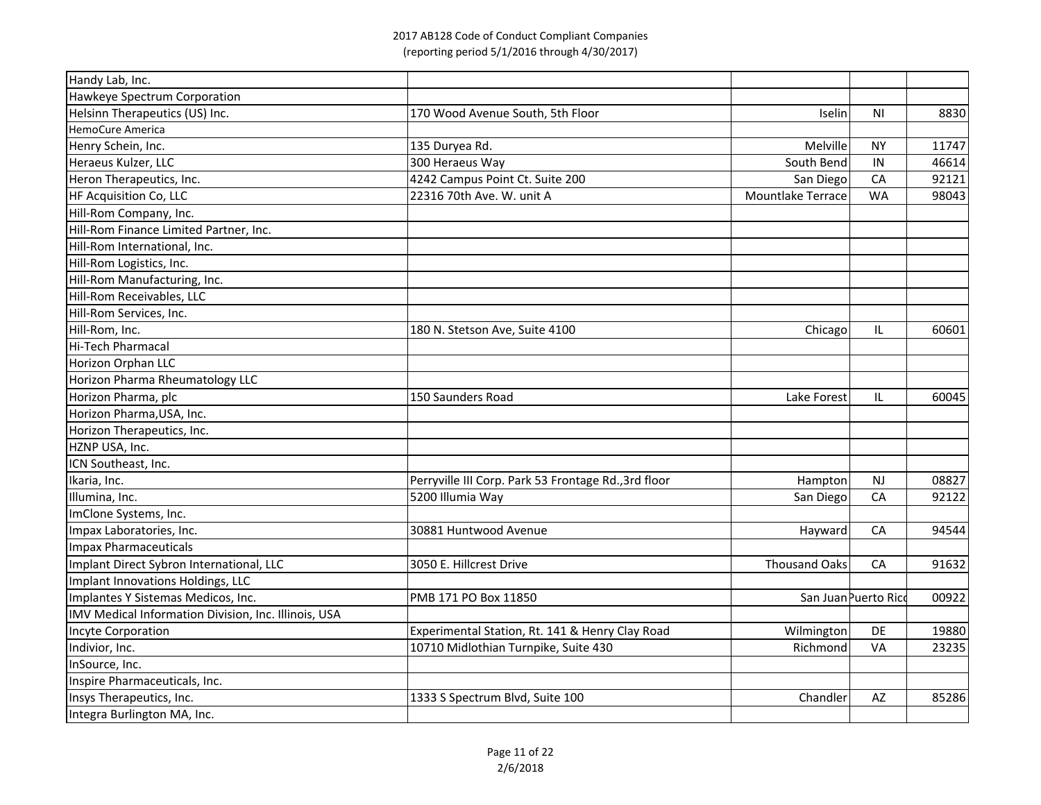2017 AB128 Code of Conduct Compliant Companies
(reporting period 5/1/2016 through 4/30/2017)

| | | | | |
|---|---|---|---|---|
| Handy Lab, Inc. | | | | |
| Hawkeye Spectrum Corporation | | | | |
| Helsinn Therapeutics (US) Inc. | 170 Wood Avenue South, 5th Floor | Iselin | NI | 8830 |
| HemoCure America | | | | |
| Henry Schein, Inc. | 135 Duryea Rd. | Melville | NY | 11747 |
| Heraeus Kulzer, LLC | 300 Heraeus Way | South Bend | IN | 46614 |
| Heron Therapeutics, Inc. | 4242 Campus Point Ct. Suite 200 | San Diego | CA | 92121 |
| HF Acquisition Co, LLC | 22316 70th Ave. W. unit A | Mountlake Terrace | WA | 98043 |
| Hill-Rom Company, Inc. | | | | |
| Hill-Rom Finance Limited Partner, Inc. | | | | |
| Hill-Rom International, Inc. | | | | |
| Hill-Rom Logistics, Inc. | | | | |
| Hill-Rom Manufacturing, Inc. | | | | |
| Hill-Rom Receivables, LLC | | | | |
| Hill-Rom Services, Inc. | | | | |
| Hill-Rom, Inc. | 180 N. Stetson Ave, Suite 4100 | Chicago | IL | 60601 |
| Hi-Tech Pharmacal | | | | |
| Horizon Orphan LLC | | | | |
| Horizon Pharma Rheumatology LLC | | | | |
| Horizon Pharma, plc | 150 Saunders Road | Lake Forest | IL | 60045 |
| Horizon Pharma,USA, Inc. | | | | |
| Horizon Therapeutics, Inc. | | | | |
| HZNP USA, Inc. | | | | |
| ICN Southeast, Inc. | | | | |
| Ikaria, Inc. | Perryville III Corp. Park 53 Frontage Rd.,3rd floor | Hampton | NJ | 08827 |
| Illumina, Inc. | 5200 Illumia Way | San Diego | CA | 92122 |
| ImClone Systems, Inc. | | | | |
| Impax Laboratories, Inc. | 30881 Huntwood Avenue | Hayward | CA | 94544 |
| Impax Pharmaceuticals | | | | |
| Implant Direct Sybron International, LLC | 3050 E. Hillcrest Drive | Thousand Oaks | CA | 91632 |
| Implant Innovations Holdings, LLC | | | | |
| Implantes Y Sistemas Medicos, Inc. | PMB 171 PO Box 11850 | San Juan | Puerto Rico | 00922 |
| IMV Medical Information Division, Inc. Illinois, USA | | | | |
| Incyte Corporation | Experimental Station, Rt. 141 & Henry Clay Road | Wilmington | DE | 19880 |
| Indivior, Inc. | 10710 Midlothian Turnpike, Suite 430 | Richmond | VA | 23235 |
| InSource, Inc. | | | | |
| Inspire Pharmaceuticals, Inc. | | | | |
| Insys Therapeutics, Inc. | 1333 S Spectrum Blvd, Suite 100 | Chandler | AZ | 85286 |
| Integra Burlington MA, Inc. | | | | |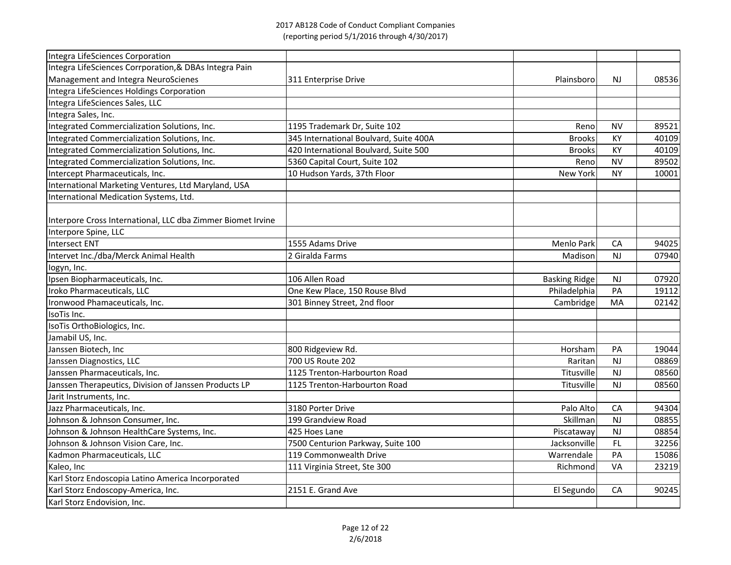2017 AB128 Code of Conduct Compliant Companies
(reporting period 5/1/2016 through 4/30/2017)

| | | | | |
|---|---|---|---|---|
| Integra LifeSciences Corporation | | | | |
| Integra LifeSciences Corrporation,& DBAs Integra Pain Management and Integra NeuroScienes | 311 Enterprise Drive | Plainsboro | NJ | 08536 |
| Integra LifeSciences Holdings Corporation | | | | |
| Integra LifeSciences Sales, LLC | | | | |
| Integra Sales, Inc. | | | | |
| Integrated Commercialization Solutions, Inc. | 1195 Trademark Dr, Suite 102 | Reno | NV | 89521 |
| Integrated Commercialization Solutions, Inc. | 345 International Boulvard, Suite 400A | Brooks | KY | 40109 |
| Integrated Commercialization Solutions, Inc. | 420 International Boulvard, Suite 500 | Brooks | KY | 40109 |
| Integrated Commercialization Solutions, Inc. | 5360 Capital Court, Suite 102 | Reno | NV | 89502 |
| Intercept Pharmaceuticals, Inc. | 10 Hudson Yards, 37th Floor | New York | NY | 10001 |
| International Marketing Ventures, Ltd Maryland, USA | | | | |
| International Medication Systems, Ltd. | | | | |
| Interpore Cross International, LLC dba Zimmer Biomet Irvine | | | | |
| Interpore Spine, LLC | | | | |
| Intersect ENT | 1555 Adams Drive | Menlo Park | CA | 94025 |
| Intervet Inc./dba/Merck Animal Health | 2 Giralda Farms | Madison | NJ | 07940 |
| Iogyn, Inc. | | | | |
| Ipsen Biopharmaceuticals, Inc. | 106 Allen Road | Basking Ridge | NJ | 07920 |
| Iroko Pharmaceuticals, LLC | One Kew Place, 150 Rouse Blvd | Philadelphia | PA | 19112 |
| Ironwood Phamaceuticals, Inc. | 301 Binney Street, 2nd floor | Cambridge | MA | 02142 |
| IsoTis Inc. | | | | |
| IsoTis OrthoBiologics, Inc. | | | | |
| Jamabil US, Inc. | | | | |
| Janssen Biotech, Inc | 800 Ridgeview Rd. | Horsham | PA | 19044 |
| Janssen Diagnostics, LLC | 700 US Route 202 | Raritan | NJ | 08869 |
| Janssen Pharmaceuticals, Inc. | 1125 Trenton-Harbourton Road | Titusville | NJ | 08560 |
| Janssen Therapeutics, Division of Janssen Products LP | 1125 Trenton-Harbourton Road | Titusville | NJ | 08560 |
| Jarit Instruments, Inc. | | | | |
| Jazz Pharmaceuticals, Inc. | 3180 Porter Drive | Palo Alto | CA | 94304 |
| Johnson & Johnson Consumer, Inc. | 199 Grandview Road | Skillman | NJ | 08855 |
| Johnson & Johnson HealthCare Systems, Inc. | 425 Hoes Lane | Piscataway | NJ | 08854 |
| Johnson & Johnson Vision Care, Inc. | 7500 Centurion Parkway, Suite 100 | Jacksonville | FL | 32256 |
| Kadmon Pharmaceuticals, LLC | 119 Commonwealth Drive | Warrendale | PA | 15086 |
| Kaleo, Inc | 111 Virginia Street, Ste 300 | Richmond | VA | 23219 |
| Karl Storz Endoscopia Latino America Incorporated | | | | |
| Karl Storz Endoscopy-America, Inc. | 2151 E. Grand Ave | El Segundo | CA | 90245 |
| Karl Storz Endovision, Inc. | | | | |

2/6/2018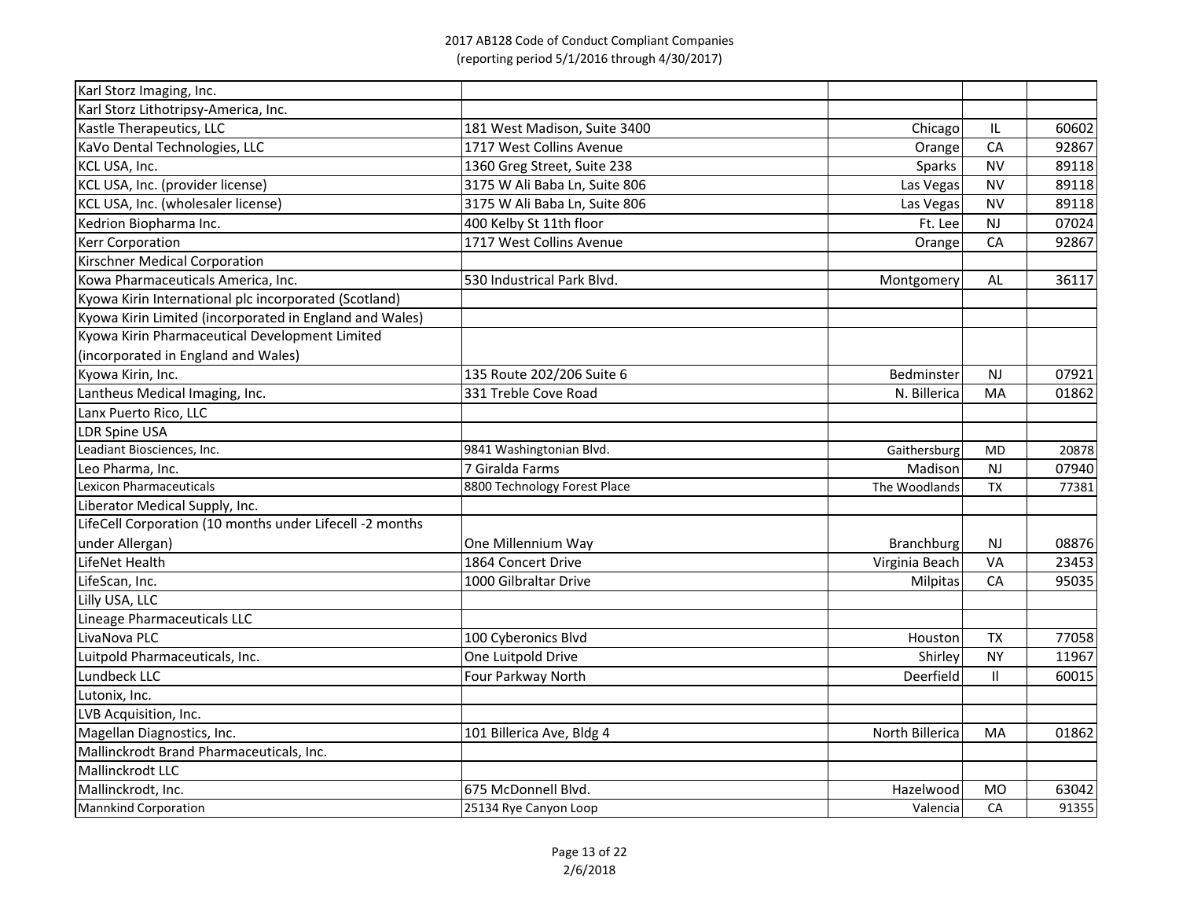2017 AB128 Code of Conduct Compliant Companies
(reporting period 5/1/2016 through 4/30/2017)

| | | | | |
|---|---|---|---|---|
| Karl Storz Imaging, Inc. | | | | |
| Karl Storz Lithotripsy-America, Inc. | | | | |
| Kastle Therapeutics, LLC | 181 West Madison, Suite 3400 | Chicago | IL | 60602 |
| KaVo Dental Technologies, LLC | 1717 West Collins Avenue | Orange | CA | 92867 |
| KCL USA, Inc. | 1360 Greg Street, Suite 238 | Sparks | NV | 89118 |
| KCL USA, Inc. (provider license) | 3175 W Ali Baba Ln, Suite 806 | Las Vegas | NV | 89118 |
| KCL USA, Inc. (wholesaler license) | 3175 W Ali Baba Ln, Suite 806 | Las Vegas | NV | 89118 |
| Kedrion Biopharma Inc. | 400 Kelby St 11th floor | Ft. Lee | NJ | 07024 |
| Kerr Corporation | 1717 West Collins Avenue | Orange | CA | 92867 |
| Kirschner Medical Corporation | | | | |
| Kowa Pharmaceuticals America, Inc. | 530 Industrical Park Blvd. | Montgomery | AL | 36117 |
| Kyowa Kirin International plc incorporated (Scotland) | | | | |
| Kyowa Kirin Limited (incorporated in England and Wales) | | | | |
| Kyowa Kirin Pharmaceutical Development Limited (incorporated in England and Wales) | | | | |
| Kyowa Kirin, Inc. | 135 Route 202/206 Suite 6 | Bedminster | NJ | 07921 |
| Lantheus Medical Imaging, Inc. | 331 Treble Cove Road | N. Billerica | MA | 01862 |
| Lanx Puerto Rico, LLC | | | | |
| LDR Spine USA | | | | |
| Leadiant Biosciences, Inc. | 9841 Washingtonian Blvd. | Gaithersburg | MD | 20878 |
| Leo Pharma, Inc. | 7 Giralda Farms | Madison | NJ | 07940 |
| Lexicon Pharmaceuticals | 8800 Technology Forest Place | The Woodlands | TX | 77381 |
| Liberator Medical Supply, Inc. | | | | |
| LifeCell Corporation (10 months under Lifecell -2 months under Allergan) | One Millennium Way | Branchburg | NJ | 08876 |
| LifeNet Health | 1864 Concert Drive | Virginia Beach | VA | 23453 |
| LifeScan, Inc. | 1000 Gilbraltar Drive | Milpitas | CA | 95035 |
| Lilly USA, LLC | | | | |
| Lineage Pharmaceuticals LLC | | | | |
| LivaNova PLC | 100 Cyberonics Blvd | Houston | TX | 77058 |
| Luitpold Pharmaceuticals, Inc. | One Luitpold Drive | Shirley | NY | 11967 |
| Lundbeck LLC | Four Parkway North | Deerfield | Il | 60015 |
| Lutonix, Inc. | | | | |
| LVB Acquisition, Inc. | | | | |
| Magellan Diagnostics, Inc. | 101 Billerica Ave, Bldg 4 | North Billerica | MA | 01862 |
| Mallinckrodt Brand Pharmaceuticals, Inc. | | | | |
| Mallinckrodt LLC | | | | |
| Mallinckrodt, Inc. | 675 McDonnell Blvd. | Hazelwood | MO | 63042 |
| Mannkind Corporation | 25134 Rye Canyon Loop | Valencia | CA | 91355 |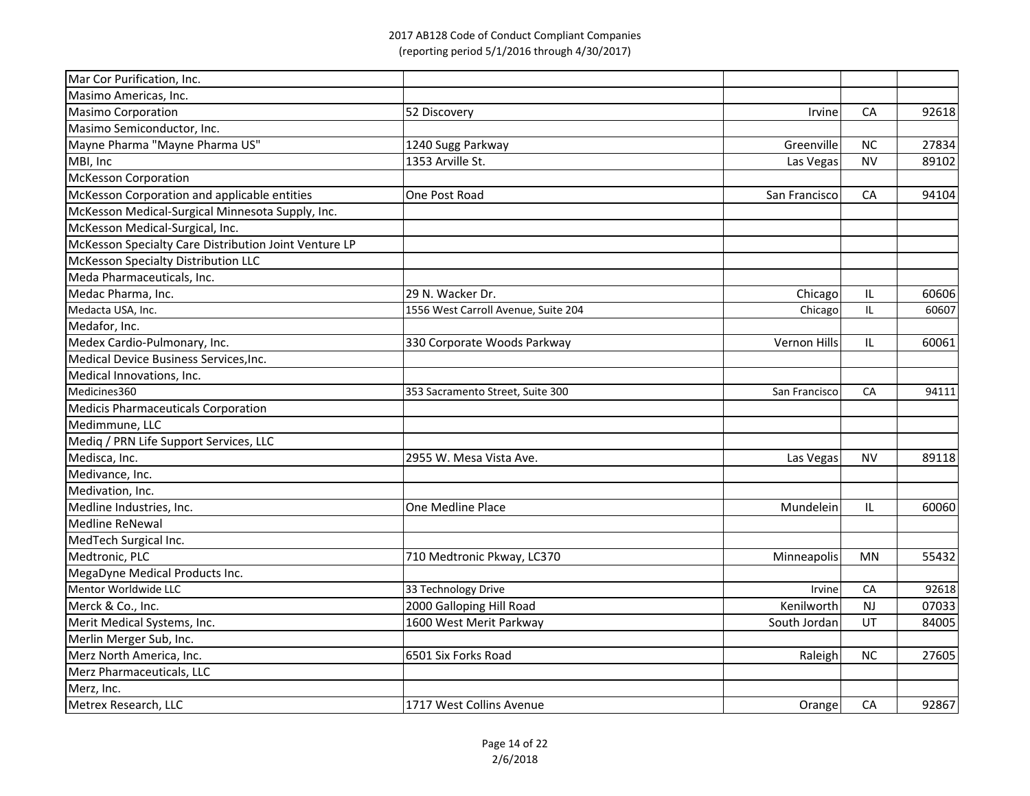| Mar Cor Purification, Inc. | | | | |
|---|---|---|---|---|
| Masimo Americas, Inc. | | | | |
| Masimo Corporation | 52 Discovery | Irvine | CA | 92618 |
| Masimo Semiconductor, Inc. | | | | |
| Mayne Pharma "Mayne Pharma US" | 1240 Sugg Parkway | Greenville | NC | 27834 |
| MBI, Inc | 1353 Arville St. | Las Vegas | NV | 89102 |
| McKesson Corporation | | | | |
| McKesson Corporation and applicable entities | One Post Road | San Francisco | CA | 94104 |
| McKesson Medical-Surgical Minnesota Supply, Inc. | | | | |
| McKesson Medical-Surgical, Inc. | | | | |
| McKesson Specialty Care Distribution Joint Venture LP | | | | |
| McKesson Specialty Distribution LLC | | | | |
| Meda Pharmaceuticals, Inc. | | | | |
| Medac Pharma, Inc. | 29 N. Wacker Dr. | Chicago | IL | 60606 |
| Medacta USA, Inc. | 1556 West Carroll Avenue, Suite 204 | Chicago | IL | 60607 |
| Medafor, Inc. | | | | |
| Medex Cardio-Pulmonary, Inc. | 330 Corporate Woods Parkway | Vernon Hills | IL | 60061 |
| Medical Device Business Services,Inc. | | | | |
| Medical Innovations, Inc. | | | | |
| Medicines360 | 353 Sacramento Street, Suite 300 | San Francisco | CA | 94111 |
| Medicis Pharmaceuticals Corporation | | | | |
| Medimmune, LLC | | | | |
| Mediq / PRN Life Support Services, LLC | | | | |
| Medisca, Inc. | 2955 W. Mesa Vista Ave. | Las Vegas | NV | 89118 |
| Medivance, Inc. | | | | |
| Medivation, Inc. | | | | |
| Medline Industries, Inc. | One Medline Place | Mundelein | IL | 60060 |
| Medline ReNewal | | | | |
| MedTech Surgical Inc. | | | | |
| Medtronic, PLC | 710 Medtronic Pkway, LC370 | Minneapolis | MN | 55432 |
| MegaDyne Medical Products Inc. | | | | |
| Mentor Worldwide LLC | 33 Technology Drive | Irvine | CA | 92618 |
| Merck & Co., Inc. | 2000 Galloping Hill Road | Kenilworth | NJ | 07033 |
| Merit Medical Systems, Inc. | 1600 West Merit Parkway | South Jordan | UT | 84005 |
| Merlin Merger Sub, Inc. | | | | |
| Merz North America, Inc. | 6501 Six Forks Road | Raleigh | NC | 27605 |
| Merz Pharmaceuticals, LLC | | | | |
| Merz, Inc. | | | | |
| Metrex Research, LLC | 1717 West Collins Avenue | Orange | CA | 92867 |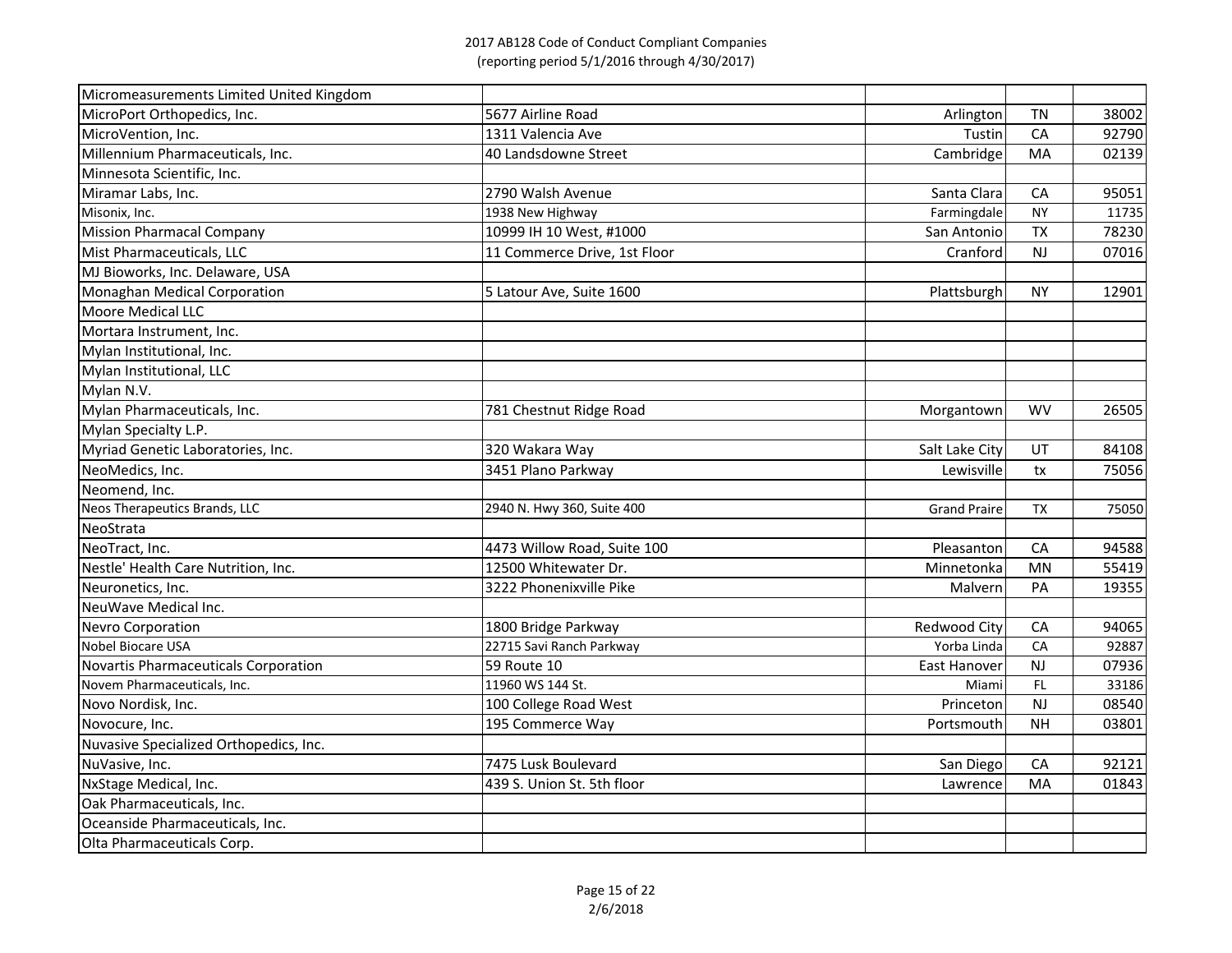| | | | | |
|---|---|---|---|---|
| Micromeasurements Limited United Kingdom | | | | |
| MicroPort Orthopedics, Inc. | 5677 Airline Road | Arlington | TN | 38002 |
| MicroVention, Inc. | 1311 Valencia Ave | Tustin | CA | 92790 |
| Millennium Pharmaceuticals, Inc. | 40 Landsdowne Street | Cambridge | MA | 02139 |
| Minnesota Scientific, Inc. | | | | |
| Miramar Labs, Inc. | 2790 Walsh Avenue | Santa Clara | CA | 95051 |
| Misonix, Inc. | 1938 New Highway | Farmingdale | NY | 11735 |
| Mission Pharmacal Company | 10999 IH 10 West, #1000 | San Antonio | TX | 78230 |
| Mist Pharmaceuticals, LLC | 11 Commerce Drive, 1st Floor | Cranford | NJ | 07016 |
| MJ Bioworks, Inc. Delaware, USA | | | | |
| Monaghan Medical Corporation | 5 Latour Ave, Suite 1600 | Plattsburgh | NY | 12901 |
| Moore Medical LLC | | | | |
| Mortara Instrument, Inc. | | | | |
| Mylan Institutional, Inc. | | | | |
| Mylan Institutional, LLC | | | | |
| Mylan N.V. | | | | |
| Mylan Pharmaceuticals, Inc. | 781 Chestnut Ridge Road | Morgantown | WV | 26505 |
| Mylan Specialty L.P. | | | | |
| Myriad Genetic Laboratories, Inc. | 320 Wakara Way | Salt Lake City | UT | 84108 |
| NeoMedics, Inc. | 3451 Plano Parkway | Lewisville | tx | 75056 |
| Neomend, Inc. | | | | |
| Neos Therapeutics Brands, LLC | 2940 N. Hwy 360, Suite 400 | Grand Praire | TX | 75050 |
| NeoStrata | | | | |
| NeoTract, Inc. | 4473 Willow Road, Suite 100 | Pleasanton | CA | 94588 |
| Nestle' Health Care Nutrition, Inc. | 12500 Whitewater Dr. | Minnetonka | MN | 55419 |
| Neuronetics, Inc. | 3222 Phonenixville Pike | Malvern | PA | 19355 |
| NeuWave Medical Inc. | | | | |
| Nevro Corporation | 1800 Bridge Parkway | Redwood City | CA | 94065 |
| Nobel Biocare USA | 22715 Savi Ranch Parkway | Yorba Linda | CA | 92887 |
| Novartis Pharmaceuticals Corporation | 59 Route 10 | East Hanover | NJ | 07936 |
| Novem Pharmaceuticals, Inc. | 11960 WS 144 St. | Miami | FL | 33186 |
| Novo Nordisk, Inc. | 100 College Road West | Princeton | NJ | 08540 |
| Novocure, Inc. | 195 Commerce Way | Portsmouth | NH | 03801 |
| Nuvasive Specialized Orthopedics, Inc. | | | | |
| NuVasive, Inc. | 7475 Lusk Boulevard | San Diego | CA | 92121 |
| NxStage Medical, Inc. | 439 S. Union St. 5th floor | Lawrence | MA | 01843 |
| Oak Pharmaceuticals, Inc. | | | | |
| Oceanside Pharmaceuticals, Inc. | | | | |
| Olta Pharmaceuticals Corp. | | | | |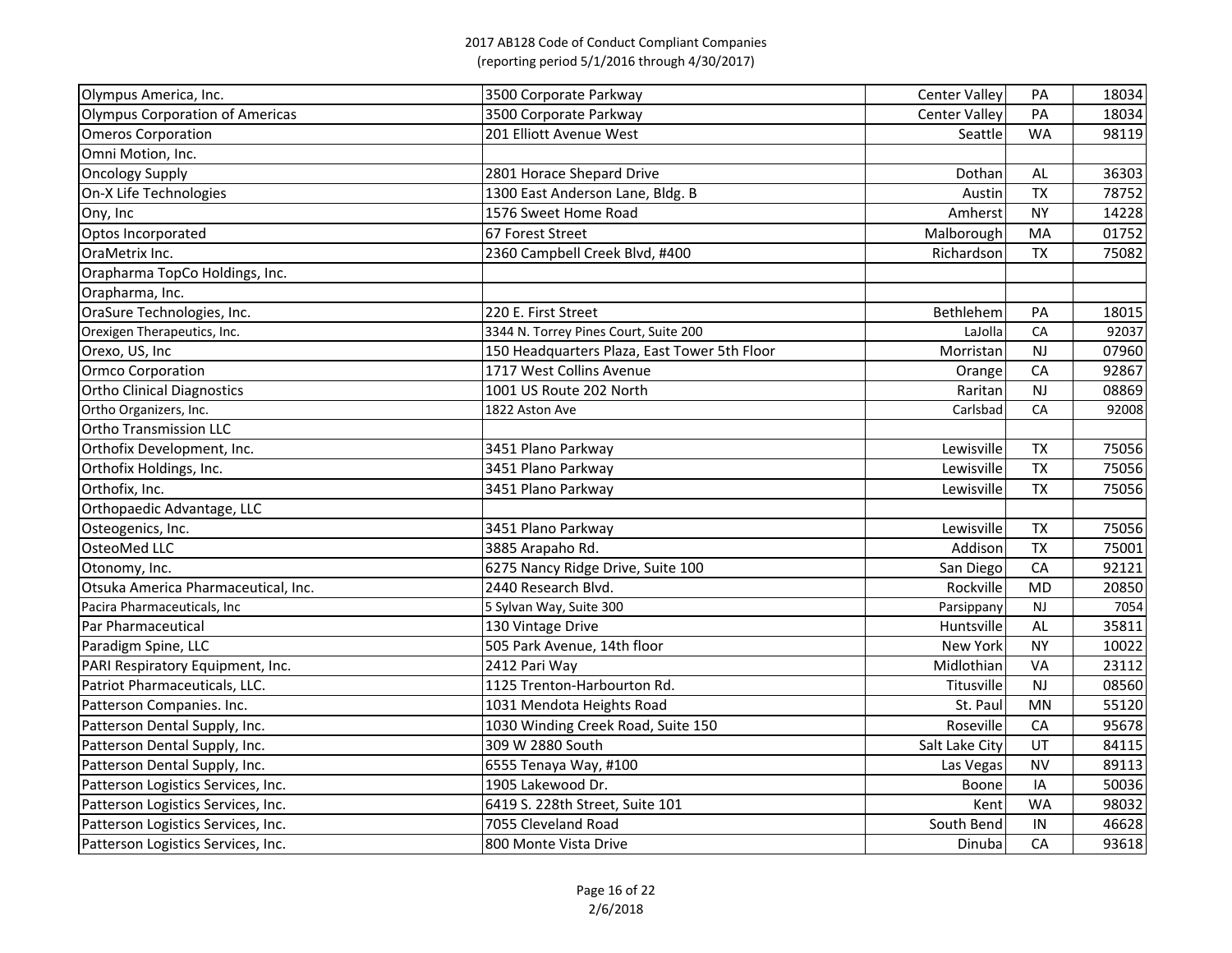2017 AB128 Code of Conduct Compliant Companies
(reporting period 5/1/2016 through 4/30/2017)

| | | | | |
|---|---|---|---|---|
| Olympus America, Inc. | 3500 Corporate Parkway | Center Valley | PA | 18034 |
| Olympus Corporation of Americas | 3500 Corporate Parkway | Center Valley | PA | 18034 |
| Omeros Corporation | 201 Elliott Avenue West | Seattle | WA | 98119 |
| Omni Motion, Inc. | | | | |
| Oncology Supply | 2801 Horace Shepard Drive | Dothan | AL | 36303 |
| On-X Life Technologies | 1300 East Anderson Lane, Bldg. B | Austin | TX | 78752 |
| Ony, Inc | 1576 Sweet Home Road | Amherst | NY | 14228 |
| Optos Incorporated | 67 Forest Street | Malborough | MA | 01752 |
| OraMetrix Inc. | 2360 Campbell Creek Blvd, #400 | Richardson | TX | 75082 |
| Orapharma TopCo Holdings, Inc. | | | | |
| Orapharma, Inc. | | | | |
| OraSure Technologies, Inc. | 220 E. First Street | Bethlehem | PA | 18015 |
| Orexigen Therapeutics, Inc. | 3344 N. Torrey Pines Court, Suite 200 | LaJolla | CA | 92037 |
| Orexo, US, Inc | 150 Headquarters Plaza, East Tower 5th Floor | Morristan | NJ | 07960 |
| Ormco Corporation | 1717 West Collins Avenue | Orange | CA | 92867 |
| Ortho Clinical Diagnostics | 1001 US Route 202 North | Raritan | NJ | 08869 |
| Ortho Organizers, Inc. | 1822 Aston Ave | Carlsbad | CA | 92008 |
| Ortho Transmission LLC | | | | |
| Orthofix Development, Inc. | 3451 Plano Parkway | Lewisville | TX | 75056 |
| Orthofix Holdings, Inc. | 3451 Plano Parkway | Lewisville | TX | 75056 |
| Orthofix, Inc. | 3451 Plano Parkway | Lewisville | TX | 75056 |
| Orthopaedic Advantage, LLC | | | | |
| Osteogenics, Inc. | 3451 Plano Parkway | Lewisville | TX | 75056 |
| OsteoMed LLC | 3885 Arapaho Rd. | Addison | TX | 75001 |
| Otonomy, Inc. | 6275 Nancy Ridge Drive, Suite 100 | San Diego | CA | 92121 |
| Otsuka America Pharmaceutical, Inc. | 2440 Research Blvd. | Rockville | MD | 20850 |
| Pacira Pharmaceuticals, Inc | 5 Sylvan Way, Suite 300 | Parsippany | NJ | 7054 |
| Par Pharmaceutical | 130 Vintage Drive | Huntsville | AL | 35811 |
| Paradigm Spine, LLC | 505 Park Avenue, 14th floor | New York | NY | 10022 |
| PARI Respiratory Equipment, Inc. | 2412 Pari Way | Midlothian | VA | 23112 |
| Patriot Pharmaceuticals, LLC. | 1125 Trenton-Harbourton Rd. | Titusville | NJ | 08560 |
| Patterson Companies. Inc. | 1031 Mendota Heights Road | St. Paul | MN | 55120 |
| Patterson Dental Supply, Inc. | 1030 Winding Creek Road, Suite 150 | Roseville | CA | 95678 |
| Patterson Dental Supply, Inc. | 309 W 2880 South | Salt Lake City | UT | 84115 |
| Patterson Dental Supply, Inc. | 6555 Tenaya Way, #100 | Las Vegas | NV | 89113 |
| Patterson Logistics Services, Inc. | 1905 Lakewood Dr. | Boone | IA | 50036 |
| Patterson Logistics Services, Inc. | 6419 S. 228th Street, Suite 101 | Kent | WA | 98032 |
| Patterson Logistics Services, Inc. | 7055 Cleveland Road | South Bend | IN | 46628 |
| Patterson Logistics Services, Inc. | 800 Monte Vista Drive | Dinuba | CA | 93618 |

2/6/2018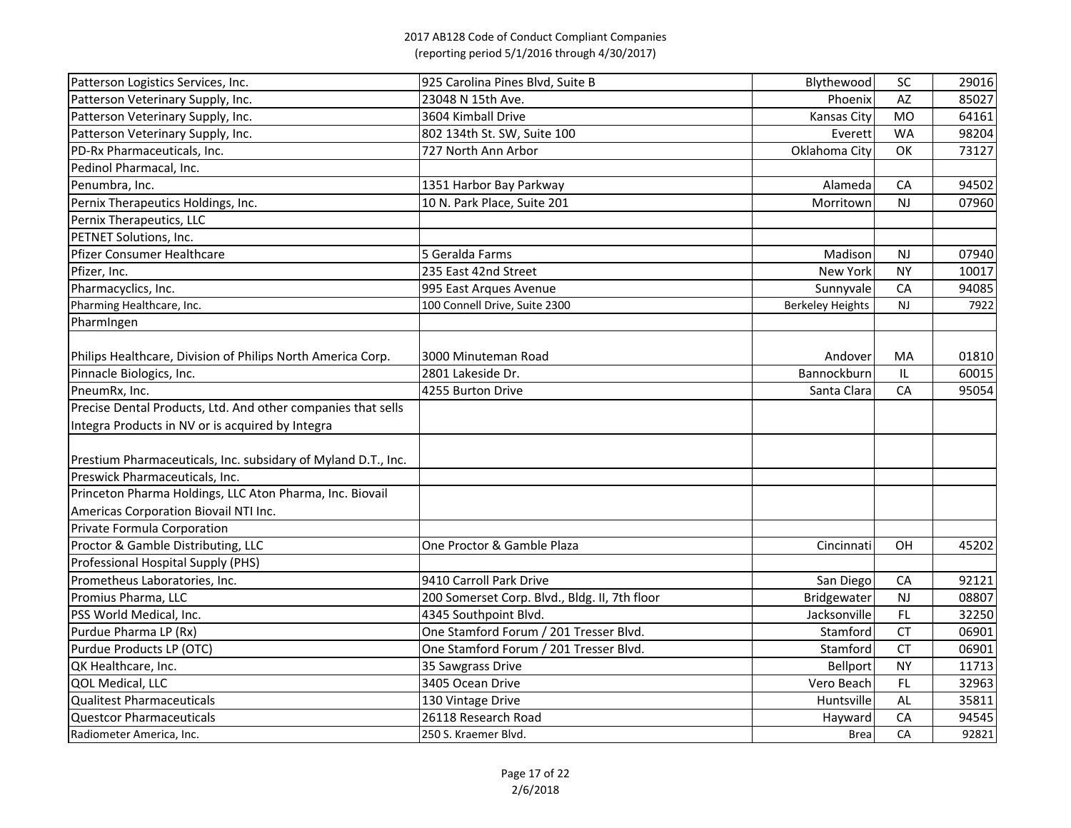2017 AB128 Code of Conduct Compliant Companies
(reporting period 5/1/2016 through 4/30/2017)

| Company | Address | City | State | Zip |
|---|---|---|---|---|
| Patterson Logistics Services, Inc. | 925 Carolina Pines Blvd, Suite B | Blythewood | SC | 29016 |
| Patterson Veterinary Supply, Inc. | 23048 N 15th Ave. | Phoenix | AZ | 85027 |
| Patterson Veterinary Supply, Inc. | 3604 Kimball Drive | Kansas City | MO | 64161 |
| Patterson Veterinary Supply, Inc. | 802 134th St. SW, Suite 100 | Everett | WA | 98204 |
| PD-Rx Pharmaceuticals, Inc. | 727 North Ann Arbor | Oklahoma City | OK | 73127 |
| Pedinol Pharmacal, Inc. | | | | |
| Penumbra, Inc. | 1351 Harbor Bay Parkway | Alameda | CA | 94502 |
| Pernix Therapeutics Holdings, Inc. | 10 N. Park Place, Suite 201 | Morritown | NJ | 07960 |
| Pernix Therapeutics, LLC | | | | |
| PETNET Solutions, Inc. | | | | |
| Pfizer Consumer Healthcare | 5 Geralda Farms | Madison | NJ | 07940 |
| Pfizer, Inc. | 235 East 42nd Street | New York | NY | 10017 |
| Pharmacyclics, Inc. | 995 East Arques Avenue | Sunnyvale | CA | 94085 |
| Pharming Healthcare, Inc. | 100 Connell Drive, Suite 2300 | Berkeley Heights | NJ | 7922 |
| PharmIngen | | | | |
| Philips Healthcare, Division of Philips North America Corp. | 3000 Minuteman Road | Andover | MA | 01810 |
| Pinnacle Biologics, Inc. | 2801 Lakeside Dr. | Bannockburn | IL | 60015 |
| PneumRx, Inc. | 4255 Burton Drive | Santa Clara | CA | 95054 |
| Precise Dental Products, Ltd. And other companies that sells Integra Products in NV or is acquired by Integra | | | | |
| Prestium Pharmaceuticals, Inc. subsidary of Myland D.T., Inc. | | | | |
| Preswick Pharmaceuticals, Inc. | | | | |
| Princeton Pharma Holdings, LLC Aton Pharma, Inc. Biovail Americas Corporation Biovail NTI Inc. | | | | |
| Private Formula Corporation | | | | |
| Proctor & Gamble Distributing, LLC | One Proctor & Gamble Plaza | Cincinnati | OH | 45202 |
| Professional Hospital Supply (PHS) | | | | |
| Prometheus Laboratories, Inc. | 9410 Carroll Park Drive | San Diego | CA | 92121 |
| Promius Pharma, LLC | 200 Somerset Corp. Blvd., Bldg. II, 7th floor | Bridgewater | NJ | 08807 |
| PSS World Medical, Inc. | 4345 Southpoint Blvd. | Jacksonville | FL | 32250 |
| Purdue Pharma LP (Rx) | One Stamford Forum / 201 Tresser Blvd. | Stamford | CT | 06901 |
| Purdue Products LP (OTC) | One Stamford Forum / 201 Tresser Blvd. | Stamford | CT | 06901 |
| QK Healthcare, Inc. | 35 Sawgrass Drive | Bellport | NY | 11713 |
| QOL Medical, LLC | 3405 Ocean Drive | Vero Beach | FL | 32963 |
| Qualitest Pharmaceuticals | 130 Vintage Drive | Huntsville | AL | 35811 |
| Questcor Pharmaceuticals | 26118 Research Road | Hayward | CA | 94545 |
| Radiometer America, Inc. | 250 S. Kraemer Blvd. | Brea | CA | 92821 |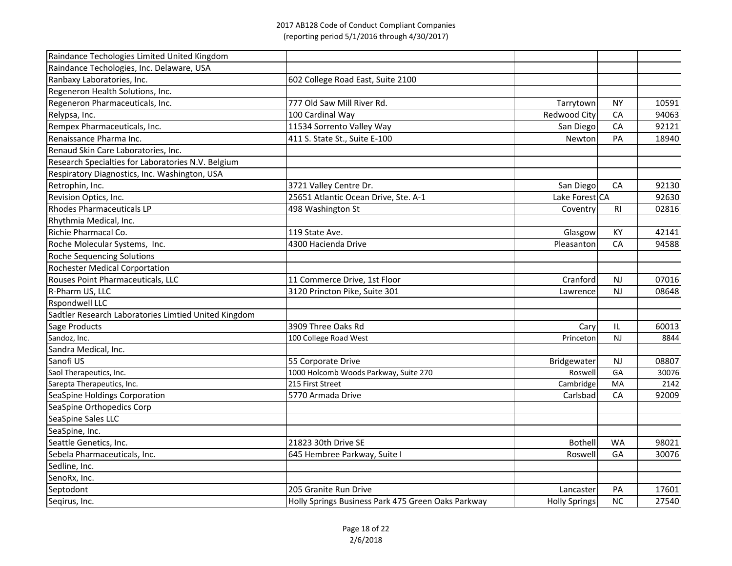2017 AB128 Code of Conduct Compliant Companies
(reporting period 5/1/2016 through 4/30/2017)

| | | | | |
|---|---|---|---|---|
| Raindance Techologies Limited United Kingdom | | | | |
| Raindance Techologies, Inc. Delaware, USA | | | | |
| Ranbaxy Laboratories, Inc. | 602 College Road East, Suite 2100 | | | |
| Regeneron Health Solutions, Inc. | | | | |
| Regeneron Pharmaceuticals, Inc. | 777 Old Saw Mill River Rd. | Tarrytown | NY | 10591 |
| Relypsa, Inc. | 100 Cardinal Way | Redwood City | CA | 94063 |
| Rempex Pharmaceuticals, Inc. | 11534 Sorrento Valley Way | San Diego | CA | 92121 |
| Renaissance Pharma Inc. | 411 S. State St., Suite E-100 | Newton | PA | 18940 |
| Renaud Skin Care Laboratories, Inc. | | | | |
| Research Specialties for Laboratories N.V. Belgium | | | | |
| Respiratory Diagnostics, Inc. Washington, USA | | | | |
| Retrophin, Inc. | 3721 Valley Centre Dr. | San Diego | CA | 92130 |
| Revision Optics, Inc. | 25651 Atlantic Ocean Drive, Ste. A-1 | Lake Forest | CA | 92630 |
| Rhodes Pharmaceuticals LP | 498 Washington St | Coventry | RI | 02816 |
| Rhythmia Medical, Inc. | | | | |
| Richie Pharmacal Co. | 119 State Ave. | Glasgow | KY | 42141 |
| Roche Molecular Systems, Inc. | 4300 Hacienda Drive | Pleasanton | CA | 94588 |
| Roche Sequencing Solutions | | | | |
| Rochester Medical Corportation | | | | |
| Rouses Point Pharmaceuticals, LLC | 11 Commerce Drive, 1st Floor | Cranford | NJ | 07016 |
| R-Pharm US, LLC | 3120 Princton Pike, Suite 301 | Lawrence | NJ | 08648 |
| Rspondwell LLC | | | | |
| Sadtler Research Laboratories Limtied United Kingdom | | | | |
| Sage Products | 3909 Three Oaks Rd | Cary | IL | 60013 |
| Sandoz, Inc. | 100 College Road West | Princeton | NJ | 8844 |
| Sandra Medical, Inc. | | | | |
| Sanofi US | 55 Corporate Drive | Bridgewater | NJ | 08807 |
| Saol Therapeutics, Inc. | 1000 Holcomb Woods Parkway, Suite 270 | Roswell | GA | 30076 |
| Sarepta Therapeutics, Inc. | 215 First Street | Cambridge | MA | 2142 |
| SeaSpine Holdings Corporation | 5770 Armada Drive | Carlsbad | CA | 92009 |
| SeaSpine Orthopedics Corp | | | | |
| SeaSpine Sales LLC | | | | |
| SeaSpine, Inc. | | | | |
| Seattle Genetics, Inc. | 21823 30th Drive SE | Bothell | WA | 98021 |
| Sebela Pharmaceuticals, Inc. | 645 Hembree Parkway, Suite I | Roswell | GA | 30076 |
| Sedline, Inc. | | | | |
| SenoRx, Inc. | | | | |
| Septodont | 205 Granite Run Drive | Lancaster | PA | 17601 |
| Seqirus, Inc. | Holly Springs Business Park 475 Green Oaks Parkway | Holly Springs | NC | 27540 |

2/6/2018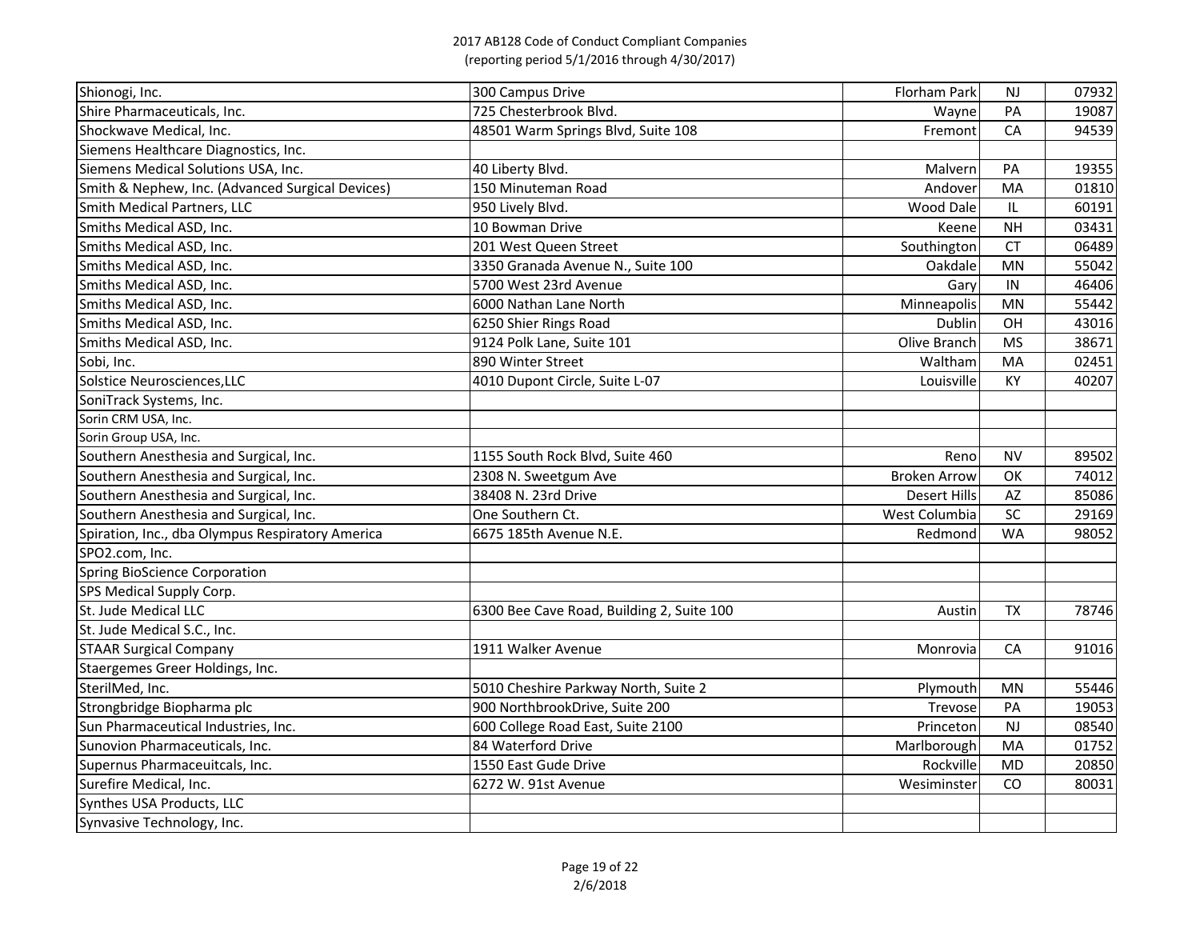2017 AB128 Code of Conduct Compliant Companies
(reporting period 5/1/2016 through 4/30/2017)

| | | | | |
|---|---|---|---|---|
| Shionogi, Inc. | 300 Campus Drive | Florham Park | NJ | 07932 |
| Shire Pharmaceuticals, Inc. | 725 Chesterbrook Blvd. | Wayne | PA | 19087 |
| Shockwave Medical, Inc. | 48501 Warm Springs Blvd, Suite 108 | Fremont | CA | 94539 |
| Siemens Healthcare Diagnostics, Inc. | | | | |
| Siemens Medical Solutions USA, Inc. | 40 Liberty Blvd. | Malvern | PA | 19355 |
| Smith & Nephew, Inc. (Advanced Surgical Devices) | 150 Minuteman Road | Andover | MA | 01810 |
| Smith Medical Partners, LLC | 950 Lively Blvd. | Wood Dale | IL | 60191 |
| Smiths Medical ASD, Inc. | 10 Bowman Drive | Keene | NH | 03431 |
| Smiths Medical ASD, Inc. | 201 West Queen Street | Southington | CT | 06489 |
| Smiths Medical ASD, Inc. | 3350 Granada Avenue N., Suite 100 | Oakdale | MN | 55042 |
| Smiths Medical ASD, Inc. | 5700 West 23rd Avenue | Gary | IN | 46406 |
| Smiths Medical ASD, Inc. | 6000 Nathan Lane North | Minneapolis | MN | 55442 |
| Smiths Medical ASD, Inc. | 6250 Shier Rings Road | Dublin | OH | 43016 |
| Smiths Medical ASD, Inc. | 9124 Polk Lane, Suite 101 | Olive Branch | MS | 38671 |
| Sobi, Inc. | 890 Winter Street | Waltham | MA | 02451 |
| Solstice Neurosciences,LLC | 4010 Dupont Circle, Suite L-07 | Louisville | KY | 40207 |
| SoniTrack Systems, Inc. | | | | |
| Sorin CRM USA, Inc. | | | | |
| Sorin Group USA, Inc. | | | | |
| Southern Anesthesia and Surgical, Inc. | 1155 South Rock Blvd, Suite 460 | Reno | NV | 89502 |
| Southern Anesthesia and Surgical, Inc. | 2308 N. Sweetgum Ave | Broken Arrow | OK | 74012 |
| Southern Anesthesia and Surgical, Inc. | 38408 N. 23rd Drive | Desert Hills | AZ | 85086 |
| Southern Anesthesia and Surgical, Inc. | One Southern Ct. | West Columbia | SC | 29169 |
| Spiration, Inc., dba Olympus Respiratory America | 6675 185th Avenue N.E. | Redmond | WA | 98052 |
| SPO2.com, Inc. | | | | |
| Spring BioScience Corporation | | | | |
| SPS Medical Supply Corp. | | | | |
| St. Jude Medical LLC | 6300 Bee Cave Road, Building 2, Suite 100 | Austin | TX | 78746 |
| St. Jude Medical S.C., Inc. | | | | |
| STAAR Surgical Company | 1911 Walker Avenue | Monrovia | CA | 91016 |
| Staergemes Greer Holdings, Inc. | | | | |
| SterilMed, Inc. | 5010 Cheshire Parkway North, Suite 2 | Plymouth | MN | 55446 |
| Strongbridge Biopharma plc | 900 NorthbrookDrive, Suite 200 | Trevose | PA | 19053 |
| Sun Pharmaceutical Industries, Inc. | 600 College Road East, Suite 2100 | Princeton | NJ | 08540 |
| Sunovion Pharmaceuticals, Inc. | 84 Waterford Drive | Marlborough | MA | 01752 |
| Supernus Pharmaceuitcals, Inc. | 1550 East Gude Drive | Rockville | MD | 20850 |
| Surefire Medical, Inc. | 6272 W. 91st Avenue | Wesiminster | CO | 80031 |
| Synthes USA Products, LLC | | | | |
| Synvasive Technology, Inc. | | | | |

2/6/2018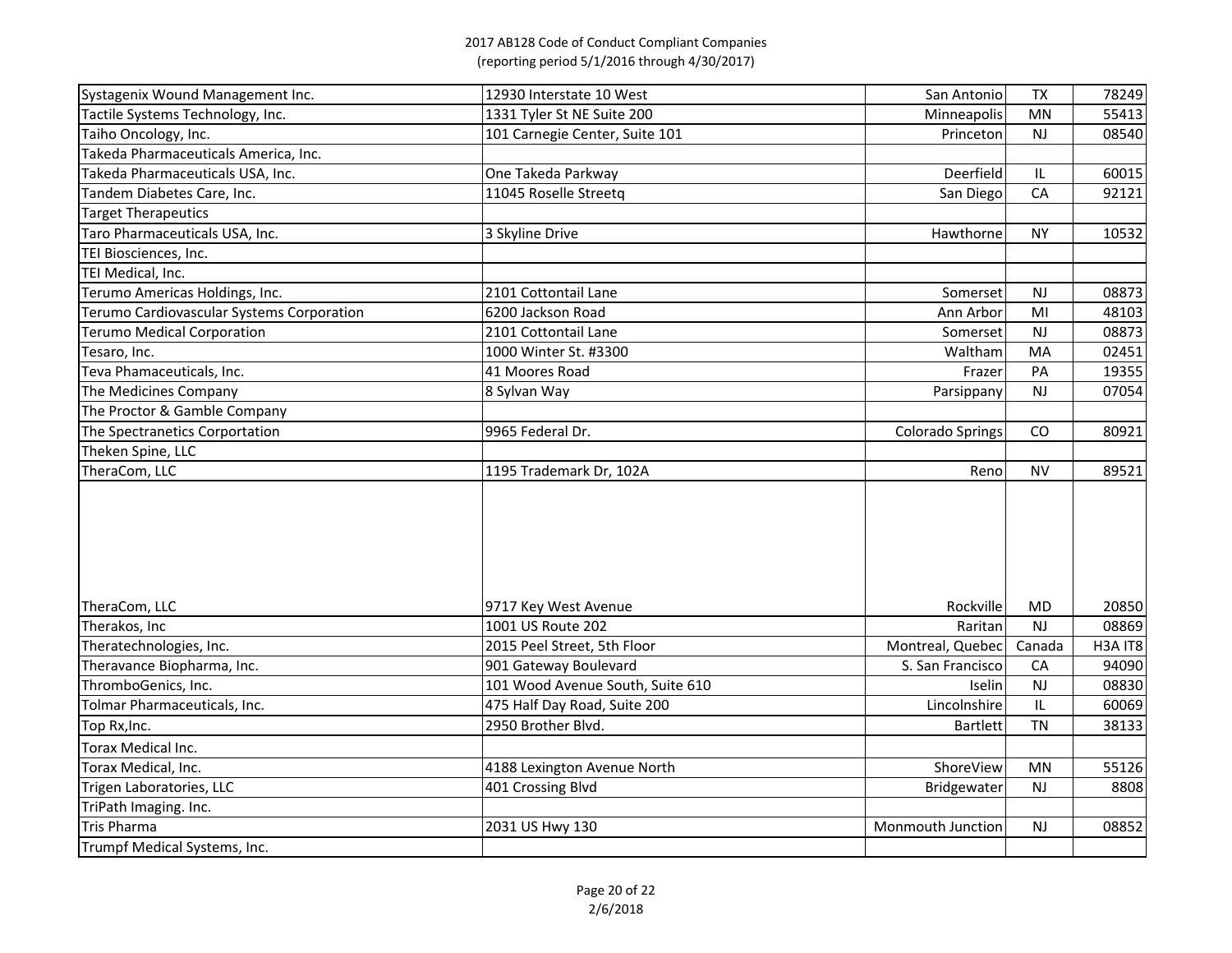# 2017 AB128 Code of Conduct Compliant Companies
(reporting period 5/1/2016 through 4/30/2017)

| | | | | |
|---|---|---|---|---|
| Systagenix Wound Management Inc. | 12930 Interstate 10 West | San Antonio | TX | 78249 |
| Tactile Systems Technology, Inc. | 1331 Tyler St NE Suite 200 | Minneapolis | MN | 55413 |
| Taiho Oncology, Inc. | 101 Carnegie Center, Suite 101 | Princeton | NJ | 08540 |
| Takeda Pharmaceuticals America, Inc. | | | | |
| Takeda Pharmaceuticals USA, Inc. | One Takeda Parkway | Deerfield | IL | 60015 |
| Tandem Diabetes Care, Inc. | 11045 Roselle Streetq | San Diego | CA | 92121 |
| Target Therapeutics | | | | |
| Taro Pharmaceuticals USA, Inc. | 3 Skyline Drive | Hawthorne | NY | 10532 |
| TEI Biosciences, Inc. | | | | |
| TEI Medical, Inc. | | | | |
| Terumo Americas Holdings, Inc. | 2101 Cottontail Lane | Somerset | NJ | 08873 |
| Terumo Cardiovascular Systems Corporation | 6200 Jackson Road | Ann Arbor | MI | 48103 |
| Terumo Medical Corporation | 2101 Cottontail Lane | Somerset | NJ | 08873 |
| Tesaro, Inc. | 1000 Winter St. #3300 | Waltham | MA | 02451 |
| Teva Phamaceuticals, Inc. | 41 Moores Road | Frazer | PA | 19355 |
| The Medicines Company | 8 Sylvan Way | Parsippany | NJ | 07054 |
| The Proctor & Gamble Company | | | | |
| The Spectranetics Corportation | 9965 Federal Dr. | Colorado Springs | CO | 80921 |
| Theken Spine, LLC | | | | |
| TheraCom, LLC | 1195 Trademark Dr, 102A | Reno | NV | 89521 |
| TheraCom, LLC | 9717 Key West Avenue | Rockville | MD | 20850 |
| Therakos, Inc | 1001 US Route 202 | Raritan | NJ | 08869 |
| Theratechnologies, Inc. | 2015 Peel Street, 5th Floor | Montreal, Quebec | Canada | H3A IT8 |
| Theravance Biopharma, Inc. | 901 Gateway Boulevard | S. San Francisco | CA | 94090 |
| ThromboGenics, Inc. | 101 Wood Avenue South, Suite 610 | Iselin | NJ | 08830 |
| Tolmar Pharmaceuticals, Inc. | 475 Half Day Road, Suite 200 | Lincolnshire | IL | 60069 |
| Top Rx,Inc. | 2950 Brother Blvd. | Bartlett | TN | 38133 |
| Torax Medical Inc. | | | | |
| Torax Medical, Inc. | 4188 Lexington Avenue North | ShoreView | MN | 55126 |
| Trigen Laboratories, LLC | 401 Crossing Blvd | Bridgewater | NJ | 8808 |
| TriPath Imaging. Inc. | | | | |
| Tris Pharma | 2031 US Hwy 130 | Monmouth Junction | NJ | 08852 |
| Trumpf Medical Systems, Inc. | | | | |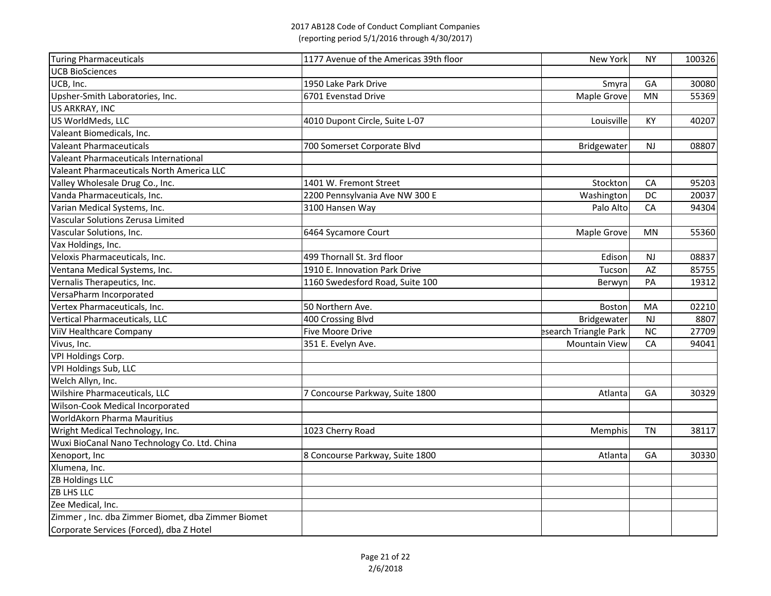2017 AB128 Code of Conduct Compliant Companies
(reporting period 5/1/2016 through 4/30/2017)

| | | | | |
|---|---|---|---|---|
| Turing Pharmaceuticals | 1177 Avenue of the Americas 39th floor | New York | NY | 100326 |
| UCB BioSciences | | | | |
| UCB, Inc. | 1950 Lake Park Drive | Smyra | GA | 30080 |
| Upsher-Smith Laboratories, Inc. | 6701 Evenstad Drive | Maple Grove | MN | 55369 |
| US ARKRAY, INC | | | | |
| US WorldMeds, LLC | 4010 Dupont Circle, Suite L-07 | Louisville | KY | 40207 |
| Valeant Biomedicals, Inc. | | | | |
| Valeant Pharmaceuticals | 700 Somerset Corporate Blvd | Bridgewater | NJ | 08807 |
| Valeant Pharmaceuticals International | | | | |
| Valeant Pharmaceuticals North America LLC | | | | |
| Valley Wholesale Drug Co., Inc. | 1401 W. Fremont Street | Stockton | CA | 95203 |
| Vanda Pharmaceuticals, Inc. | 2200 Pennsylvania Ave NW 300 E | Washington | DC | 20037 |
| Varian Medical Systems, Inc. | 3100 Hansen Way | Palo Alto | CA | 94304 |
| Vascular Solutions Zerusa Limited | | | | |
| Vascular Solutions, Inc. | 6464 Sycamore Court | Maple Grove | MN | 55360 |
| Vax Holdings, Inc. | | | | |
| Veloxis Pharmaceuticals, Inc. | 499 Thornall St. 3rd floor | Edison | NJ | 08837 |
| Ventana Medical Systems, Inc. | 1910 E. Innovation Park Drive | Tucson | AZ | 85755 |
| Vernalis Therapeutics, Inc. | 1160 Swedesford Road, Suite 100 | Berwyn | PA | 19312 |
| VersaPharm Incorporated | | | | |
| Vertex Pharmaceuticals, Inc. | 50 Northern Ave. | Boston | MA | 02210 |
| Vertical Pharmaceuticals, LLC | 400 Crossing Blvd | Bridgewater | NJ | 8807 |
| ViiV Healthcare Company | Five Moore Drive | esearch Triangle Park | NC | 27709 |
| Vivus, Inc. | 351 E. Evelyn Ave. | Mountain View | CA | 94041 |
| VPI Holdings Corp. | | | | |
| VPI Holdings Sub, LLC | | | | |
| Welch Allyn, Inc. | | | | |
| Wilshire Pharmaceuticals, LLC | 7 Concourse Parkway, Suite 1800 | Atlanta | GA | 30329 |
| Wilson-Cook Medical Incorporated | | | | |
| WorldAkorn Pharma Mauritius | | | | |
| Wright Medical Technology, Inc. | 1023 Cherry Road | Memphis | TN | 38117 |
| Wuxi BioCanal Nano Technology Co. Ltd. China | | | | |
| Xenoport, Inc | 8 Concourse Parkway, Suite 1800 | Atlanta | GA | 30330 |
| Xlumena, Inc. | | | | |
| ZB Holdings LLC | | | | |
| ZB LHS LLC | | | | |
| Zee Medical, Inc. | | | | |
| Zimmer , Inc. dba Zimmer Biomet, dba Zimmer Biomet Corporate Services (Forced), dba Z Hotel | | | | |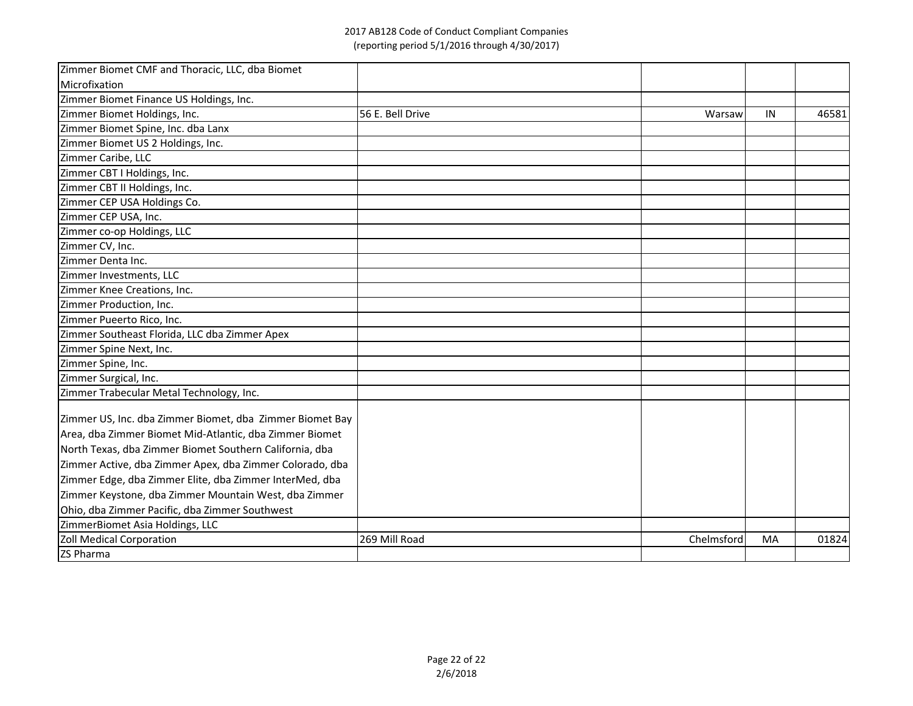| | | | | |
|---|---|---|---|---|
| Zimmer Biomet CMF and Thoracic, LLC, dba Biomet Microfixation | | | | |
| Zimmer Biomet Finance US Holdings, Inc. | | | | |
| Zimmer Biomet Holdings, Inc. | 56 E. Bell Drive | Warsaw | IN | 46581 |
| Zimmer Biomet Spine, Inc. dba Lanx | | | | |
| Zimmer Biomet US 2 Holdings, Inc. | | | | |
| Zimmer Caribe, LLC | | | | |
| Zimmer CBT I Holdings, Inc. | | | | |
| Zimmer CBT II Holdings, Inc. | | | | |
| Zimmer CEP USA Holdings Co. | | | | |
| Zimmer CEP USA, Inc. | | | | |
| Zimmer co-op Holdings, LLC | | | | |
| Zimmer CV, Inc. | | | | |
| Zimmer Denta Inc. | | | | |
| Zimmer Investments, LLC | | | | |
| Zimmer Knee Creations, Inc. | | | | |
| Zimmer Production, Inc. | | | | |
| Zimmer Pueerto Rico, Inc. | | | | |
| Zimmer Southeast Florida, LLC dba Zimmer Apex | | | | |
| Zimmer Spine Next, Inc. | | | | |
| Zimmer Spine, Inc. | | | | |
| Zimmer Surgical, Inc. | | | | |
| Zimmer Trabecular Metal Technology, Inc. | | | | |
| Zimmer US, Inc. dba Zimmer Biomet, dba Zimmer Biomet Bay Area, dba Zimmer Biomet Mid-Atlantic, dba Zimmer Biomet North Texas, dba Zimmer Biomet Southern California, dba Zimmer Active, dba Zimmer Apex, dba Zimmer Colorado, dba Zimmer Edge, dba Zimmer Elite, dba Zimmer InterMed, dba Zimmer Keystone, dba Zimmer Mountain West, dba Zimmer Ohio, dba Zimmer Pacific, dba Zimmer Southwest | | | | |
| ZimmerBiomet Asia Holdings, LLC | | | | |
| Zoll Medical Corporation | 269 Mill Road | Chelmsford | MA | 01824 |
| ZS Pharma | | | | |